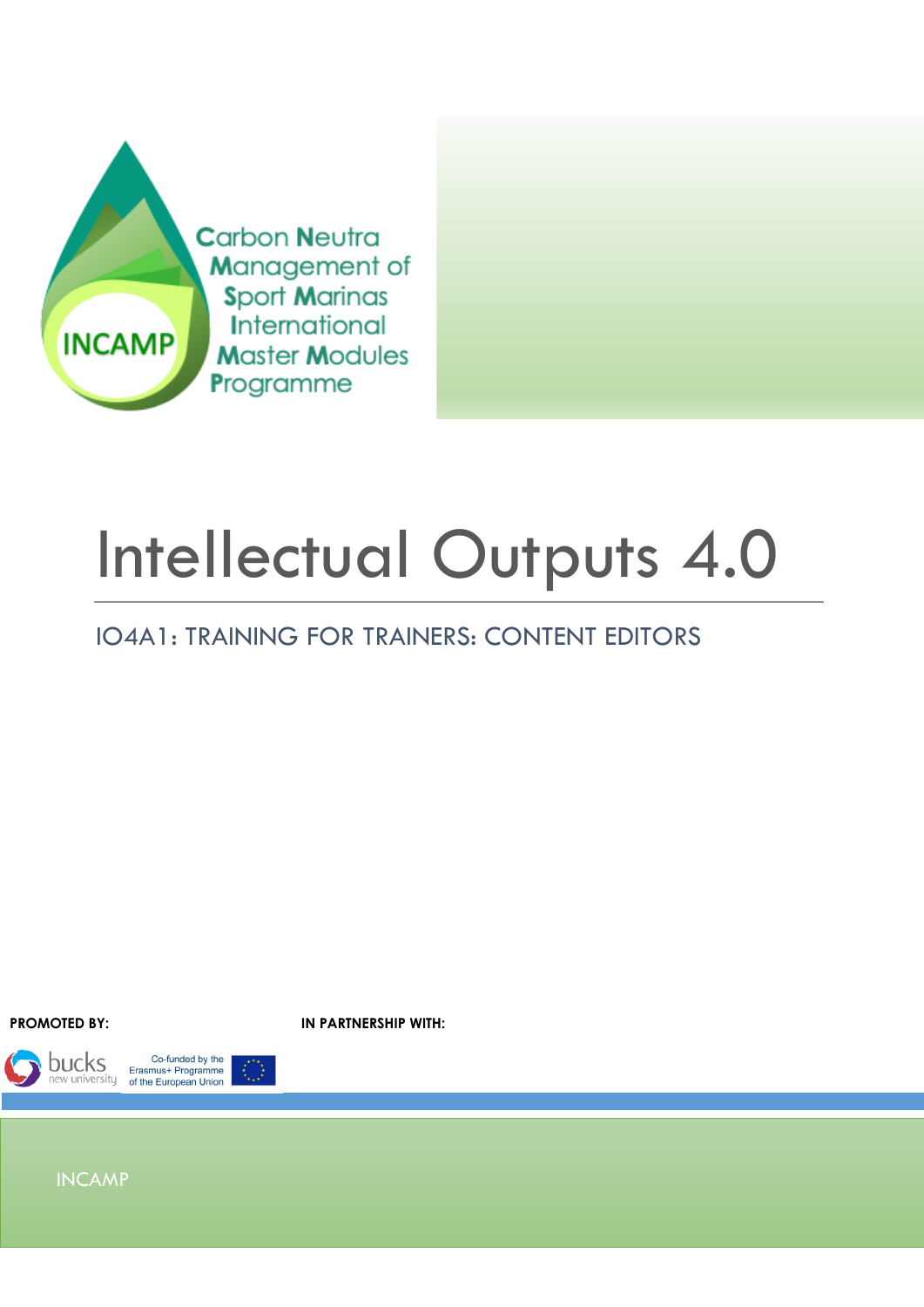Carbon Neutra Management of Sport Marinas International Master Modules Programme

INCAMP

# Intellectual Outputs 4.0

## IO4A1: TRAINING FOR TRAINERS: CONTENT EDITORS

**PROMOTED BY:**

**IN PARTNERSHIP WITH:**

bucks new university

Co-funded by the Erasmus+ Programme of the European Union

INCAMP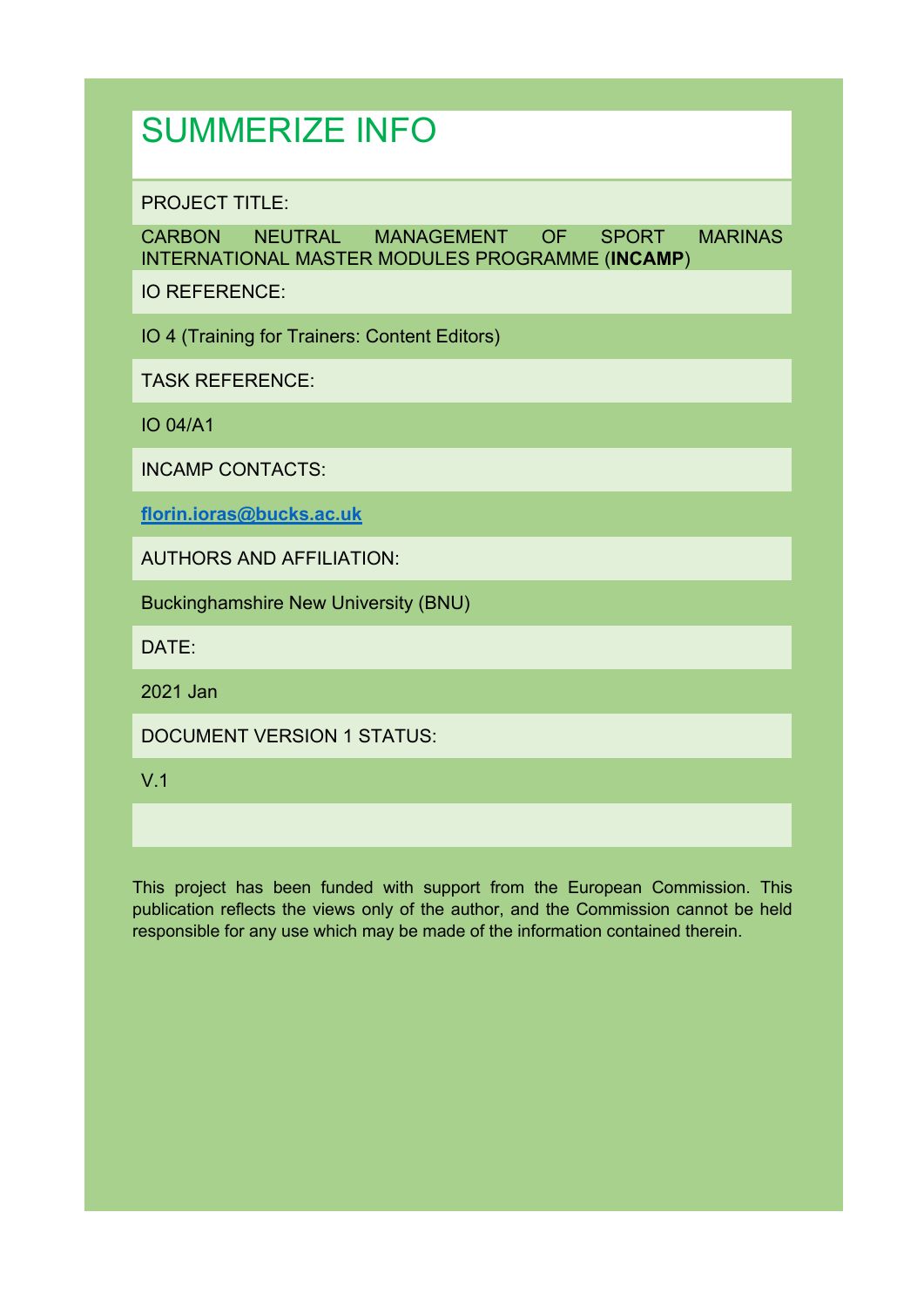# SUMMERIZE INFO

PROJECT TITLE:

CARBON NEUTRAL MANAGEMENT OF SPORT MARINAS INTERNATIONAL MASTER MODULES PROGRAMME (**INCAMP**)

IO REFERENCE:

IO 4 (Training for Trainers: Content Editors)

TASK REFERENCE:

IO 04/A1

INCAMP CONTACTS:

**florin.ioras@bucks.ac.uk**

AUTHORS AND AFFILIATION:

Buckinghamshire New University (BNU)

DATE:

2021 Jan

DOCUMENT VERSION 1 STATUS:

V.1

This project has been funded with support from the European Commission. This publication reflects the views only of the author, and the Commission cannot be held responsible for any use which may be made of the information contained therein.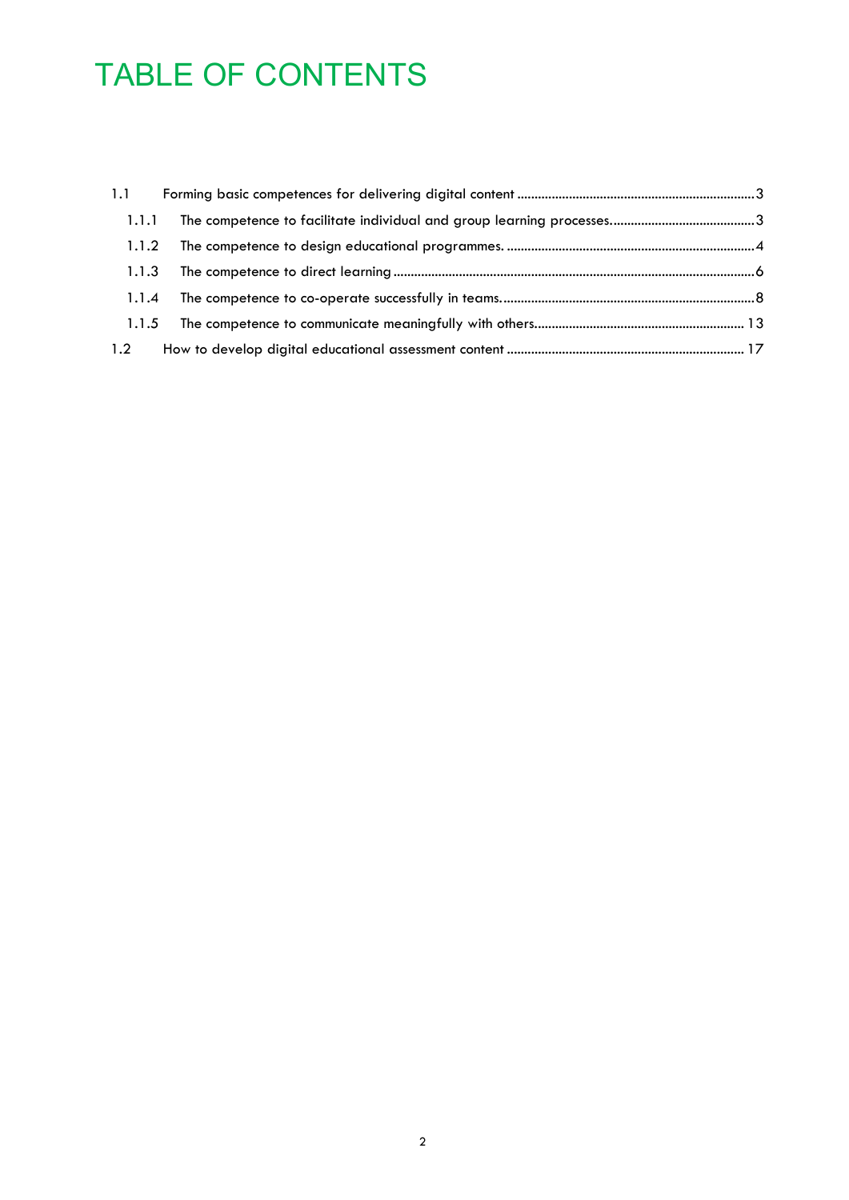# TABLE OF CONTENTS

1.1 Forming basic competences for delivering digital content ........................................................ 3

- 1.1.1 The competence to facilitate individual and group learning processes. ........................................ 3
- 1.1.2 The competence to design educational programmes. ........................................................ 4
- 1.1.3 The competence to direct learning ........................................................ 6
- 1.1.4 The competence to co-operate successfully in teams. ........................................................ 8
- 1.1.5 The competence to communicate meaningfully with others. ........................................................ 13

1.2 How to develop digital educational assessment content ........................................................ 17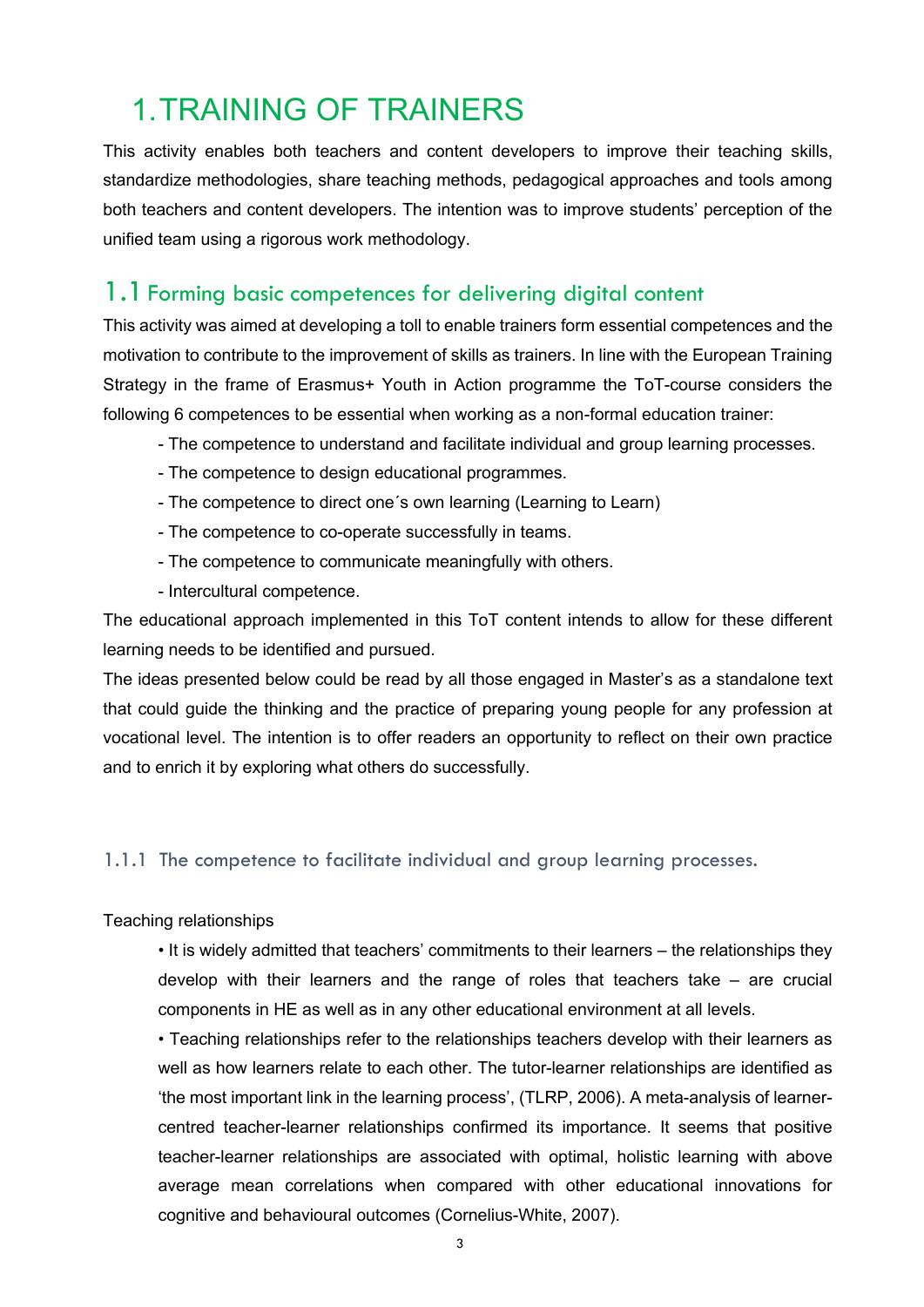# 1. TRAINING OF TRAINERS

This activity enables both teachers and content developers to improve their teaching skills, standardize methodologies, share teaching methods, pedagogical approaches and tools among both teachers and content developers. The intention was to improve students' perception of the unified team using a rigorous work methodology.

## 1.1 Forming basic competences for delivering digital content

This activity was aimed at developing a toll to enable trainers form essential competences and the motivation to contribute to the improvement of skills as trainers. In line with the European Training Strategy in the frame of Erasmus+ Youth in Action programme the ToT-course considers the following 6 competences to be essential when working as a non-formal education trainer:

- The competence to understand and facilitate individual and group learning processes.
- The competence to design educational programmes.
- The competence to direct one´s own learning (Learning to Learn)
- The competence to co-operate successfully in teams.
- The competence to communicate meaningfully with others.
- Intercultural competence.

The educational approach implemented in this ToT content intends to allow for these different learning needs to be identified and pursued.

The ideas presented below could be read by all those engaged in Master's as a standalone text that could guide the thinking and the practice of preparing young people for any profession at vocational level. The intention is to offer readers an opportunity to reflect on their own practice and to enrich it by exploring what others do successfully.

### 1.1.1 The competence to facilitate individual and group learning processes.

Teaching relationships

- It is widely admitted that teachers' commitments to their learners – the relationships they develop with their learners and the range of roles that teachers take – are crucial components in HE as well as in any other educational environment at all levels.
- Teaching relationships refer to the relationships teachers develop with their learners as well as how learners relate to each other. The tutor-learner relationships are identified as 'the most important link in the learning process', (TLRP, 2006). A meta-analysis of learner-centred teacher-learner relationships confirmed its importance. It seems that positive teacher-learner relationships are associated with optimal, holistic learning with above average mean correlations when compared with other educational innovations for cognitive and behavioural outcomes (Cornelius-White, 2007).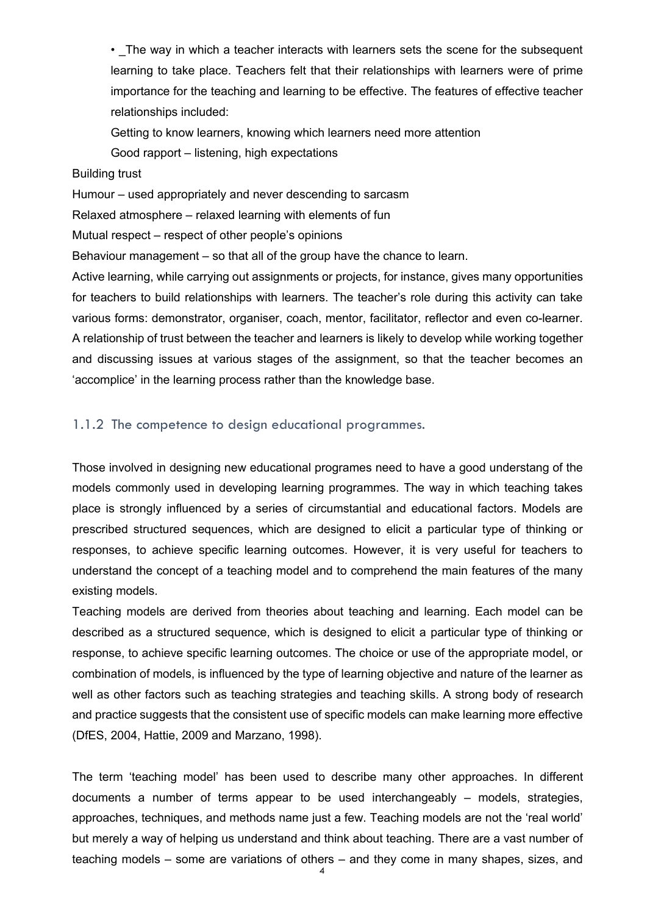- _The way in which a teacher interacts with learners sets the scene for the subsequent learning to take place. Teachers felt that their relationships with learners were of prime importance for the teaching and learning to be effective. The features of effective teacher relationships included:

  Getting to know learners, knowing which learners need more attention

  Good rapport – listening, high expectations

Building trust

Humour – used appropriately and never descending to sarcasm

Relaxed atmosphere – relaxed learning with elements of fun

Mutual respect – respect of other people's opinions

Behaviour management – so that all of the group have the chance to learn.

Active learning, while carrying out assignments or projects, for instance, gives many opportunities for teachers to build relationships with learners. The teacher's role during this activity can take various forms: demonstrator, organiser, coach, mentor, facilitator, reflector and even co-learner. A relationship of trust between the teacher and learners is likely to develop while working together and discussing issues at various stages of the assignment, so that the teacher becomes an 'accomplice' in the learning process rather than the knowledge base.

### 1.1.2 The competence to design educational programmes.

Those involved in designing new educational programes need to have a good understang of the models commonly used in developing learning programmes. The way in which teaching takes place is strongly influenced by a series of circumstantial and educational factors. Models are prescribed structured sequences, which are designed to elicit a particular type of thinking or responses, to achieve specific learning outcomes. However, it is very useful for teachers to understand the concept of a teaching model and to comprehend the main features of the many existing models.

Teaching models are derived from theories about teaching and learning. Each model can be described as a structured sequence, which is designed to elicit a particular type of thinking or response, to achieve specific learning outcomes. The choice or use of the appropriate model, or combination of models, is influenced by the type of learning objective and nature of the learner as well as other factors such as teaching strategies and teaching skills. A strong body of research and practice suggests that the consistent use of specific models can make learning more effective (DfES, 2004, Hattie, 2009 and Marzano, 1998).

The term 'teaching model' has been used to describe many other approaches. In different documents a number of terms appear to be used interchangeably – models, strategies, approaches, techniques, and methods name just a few. Teaching models are not the 'real world' but merely a way of helping us understand and think about teaching. There are a vast number of teaching models – some are variations of others – and they come in many shapes, sizes, and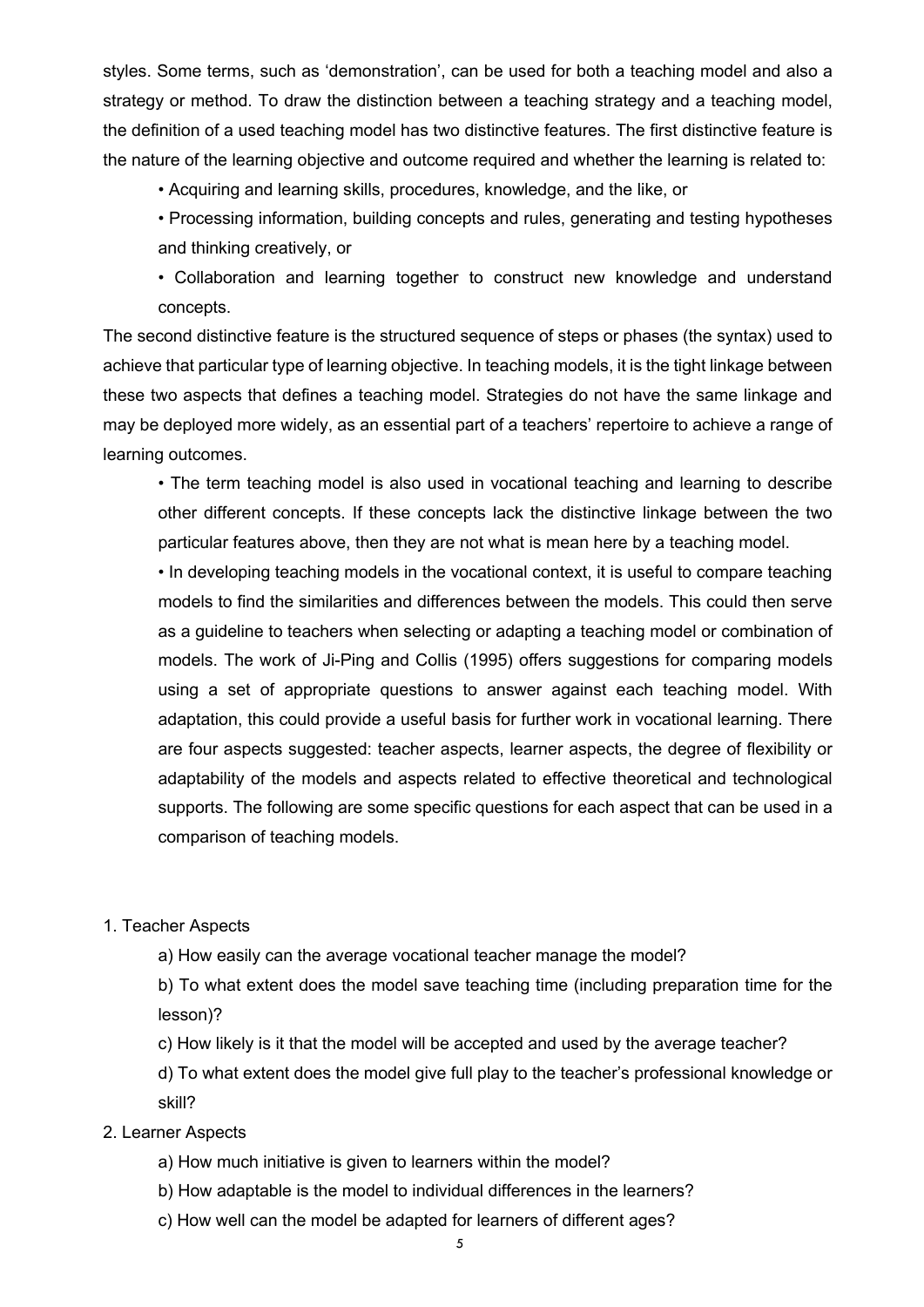styles. Some terms, such as 'demonstration', can be used for both a teaching model and also a strategy or method. To draw the distinction between a teaching strategy and a teaching model, the definition of a used teaching model has two distinctive features. The first distinctive feature is the nature of the learning objective and outcome required and whether the learning is related to:

- Acquiring and learning skills, procedures, knowledge, and the like, or
- Processing information, building concepts and rules, generating and testing hypotheses and thinking creatively, or
- Collaboration and learning together to construct new knowledge and understand concepts.

The second distinctive feature is the structured sequence of steps or phases (the syntax) used to achieve that particular type of learning objective. In teaching models, it is the tight linkage between these two aspects that defines a teaching model. Strategies do not have the same linkage and may be deployed more widely, as an essential part of a teachers' repertoire to achieve a range of learning outcomes.

- The term teaching model is also used in vocational teaching and learning to describe other different concepts. If these concepts lack the distinctive linkage between the two particular features above, then they are not what is mean here by a teaching model.
- In developing teaching models in the vocational context, it is useful to compare teaching models to find the similarities and differences between the models. This could then serve as a guideline to teachers when selecting or adapting a teaching model or combination of models. The work of Ji-Ping and Collis (1995) offers suggestions for comparing models using a set of appropriate questions to answer against each teaching model. With adaptation, this could provide a useful basis for further work in vocational learning. There are four aspects suggested: teacher aspects, learner aspects, the degree of flexibility or adaptability of the models and aspects related to effective theoretical and technological supports. The following are some specific questions for each aspect that can be used in a comparison of teaching models.

1. Teacher Aspects
   a) How easily can the average vocational teacher manage the model?
   b) To what extent does the model save teaching time (including preparation time for the lesson)?
   c) How likely is it that the model will be accepted and used by the average teacher?
   d) To what extent does the model give full play to the teacher's professional knowledge or skill?
2. Learner Aspects
   a) How much initiative is given to learners within the model?
   b) How adaptable is the model to individual differences in the learners?
   c) How well can the model be adapted for learners of different ages?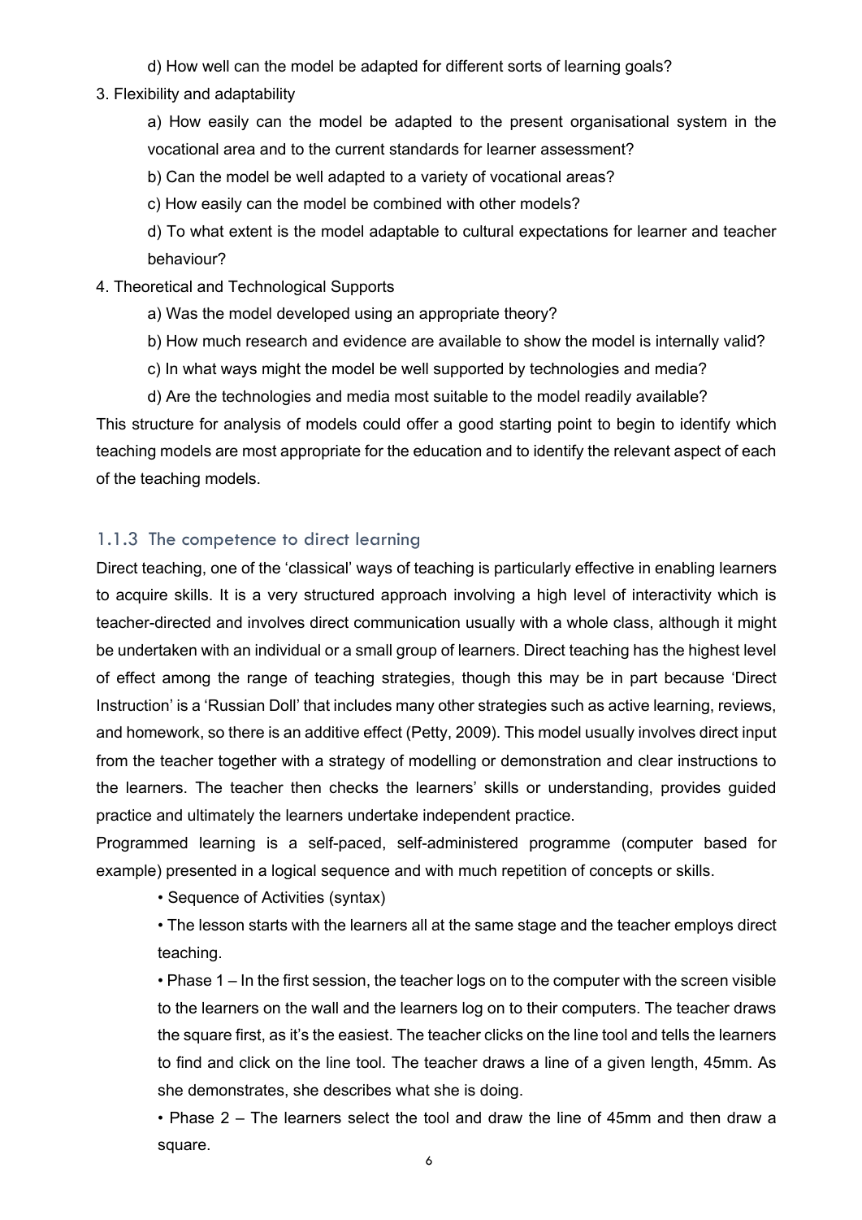d) How well can the model be adapted for different sorts of learning goals?

3. Flexibility and adaptability

   a) How easily can the model be adapted to the present organisational system in the vocational area and to the current standards for learner assessment?

   b) Can the model be well adapted to a variety of vocational areas?

   c) How easily can the model be combined with other models?

   d) To what extent is the model adaptable to cultural expectations for learner and teacher behaviour?

4. Theoretical and Technological Supports

   a) Was the model developed using an appropriate theory?

   b) How much research and evidence are available to show the model is internally valid?

   c) In what ways might the model be well supported by technologies and media?

   d) Are the technologies and media most suitable to the model readily available?

This structure for analysis of models could offer a good starting point to begin to identify which teaching models are most appropriate for the education and to identify the relevant aspect of each of the teaching models.

### 1.1.3 The competence to direct learning

Direct teaching, one of the 'classical' ways of teaching is particularly effective in enabling learners to acquire skills. It is a very structured approach involving a high level of interactivity which is teacher-directed and involves direct communication usually with a whole class, although it might be undertaken with an individual or a small group of learners. Direct teaching has the highest level of effect among the range of teaching strategies, though this may be in part because 'Direct Instruction' is a 'Russian Doll' that includes many other strategies such as active learning, reviews, and homework, so there is an additive effect (Petty, 2009). This model usually involves direct input from the teacher together with a strategy of modelling or demonstration and clear instructions to the learners. The teacher then checks the learners' skills or understanding, provides guided practice and ultimately the learners undertake independent practice.

Programmed learning is a self-paced, self-administered programme (computer based for example) presented in a logical sequence and with much repetition of concepts or skills.

- Sequence of Activities (syntax)
- The lesson starts with the learners all at the same stage and the teacher employs direct teaching.
- Phase 1 – In the first session, the teacher logs on to the computer with the screen visible to the learners on the wall and the learners log on to their computers. The teacher draws the square first, as it's the easiest. The teacher clicks on the line tool and tells the learners to find and click on the line tool. The teacher draws a line of a given length, 45mm. As she demonstrates, she describes what she is doing.
- Phase 2 – The learners select the tool and draw the line of 45mm and then draw a square.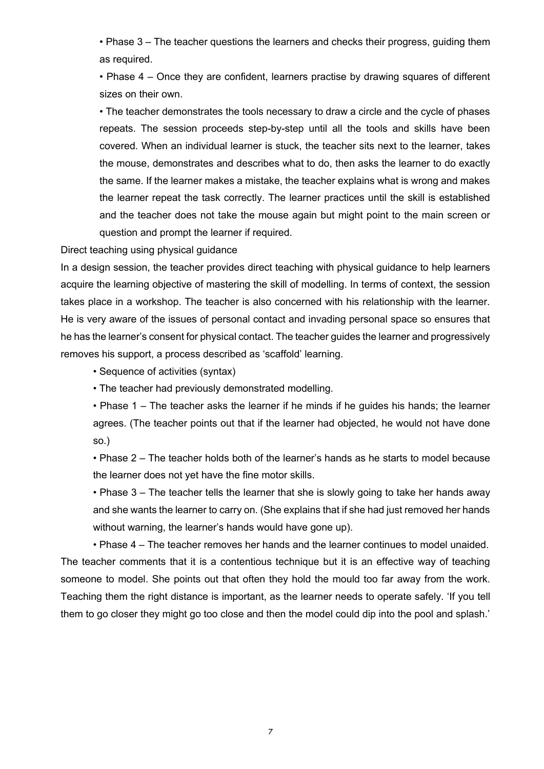- Phase 3 – The teacher questions the learners and checks their progress, guiding them as required.
- Phase 4 – Once they are confident, learners practise by drawing squares of different sizes on their own.
- The teacher demonstrates the tools necessary to draw a circle and the cycle of phases repeats. The session proceeds step-by-step until all the tools and skills have been covered. When an individual learner is stuck, the teacher sits next to the learner, takes the mouse, demonstrates and describes what to do, then asks the learner to do exactly the same. If the learner makes a mistake, the teacher explains what is wrong and makes the learner repeat the task correctly. The learner practices until the skill is established and the teacher does not take the mouse again but might point to the main screen or question and prompt the learner if required.

Direct teaching using physical guidance

In a design session, the teacher provides direct teaching with physical guidance to help learners acquire the learning objective of mastering the skill of modelling. In terms of context, the session takes place in a workshop. The teacher is also concerned with his relationship with the learner. He is very aware of the issues of personal contact and invading personal space so ensures that he has the learner's consent for physical contact. The teacher guides the learner and progressively removes his support, a process described as 'scaffold' learning.

- Sequence of activities (syntax)
- The teacher had previously demonstrated modelling.
- Phase 1 – The teacher asks the learner if he minds if he guides his hands; the learner agrees. (The teacher points out that if the learner had objected, he would not have done so.)
- Phase 2 – The teacher holds both of the learner's hands as he starts to model because the learner does not yet have the fine motor skills.
- Phase 3 – The teacher tells the learner that she is slowly going to take her hands away and she wants the learner to carry on. (She explains that if she had just removed her hands without warning, the learner's hands would have gone up).
- Phase 4 – The teacher removes her hands and the learner continues to model unaided.

The teacher comments that it is a contentious technique but it is an effective way of teaching someone to model. She points out that often they hold the mould too far away from the work. Teaching them the right distance is important, as the learner needs to operate safely. 'If you tell them to go closer they might go too close and then the model could dip into the pool and splash.'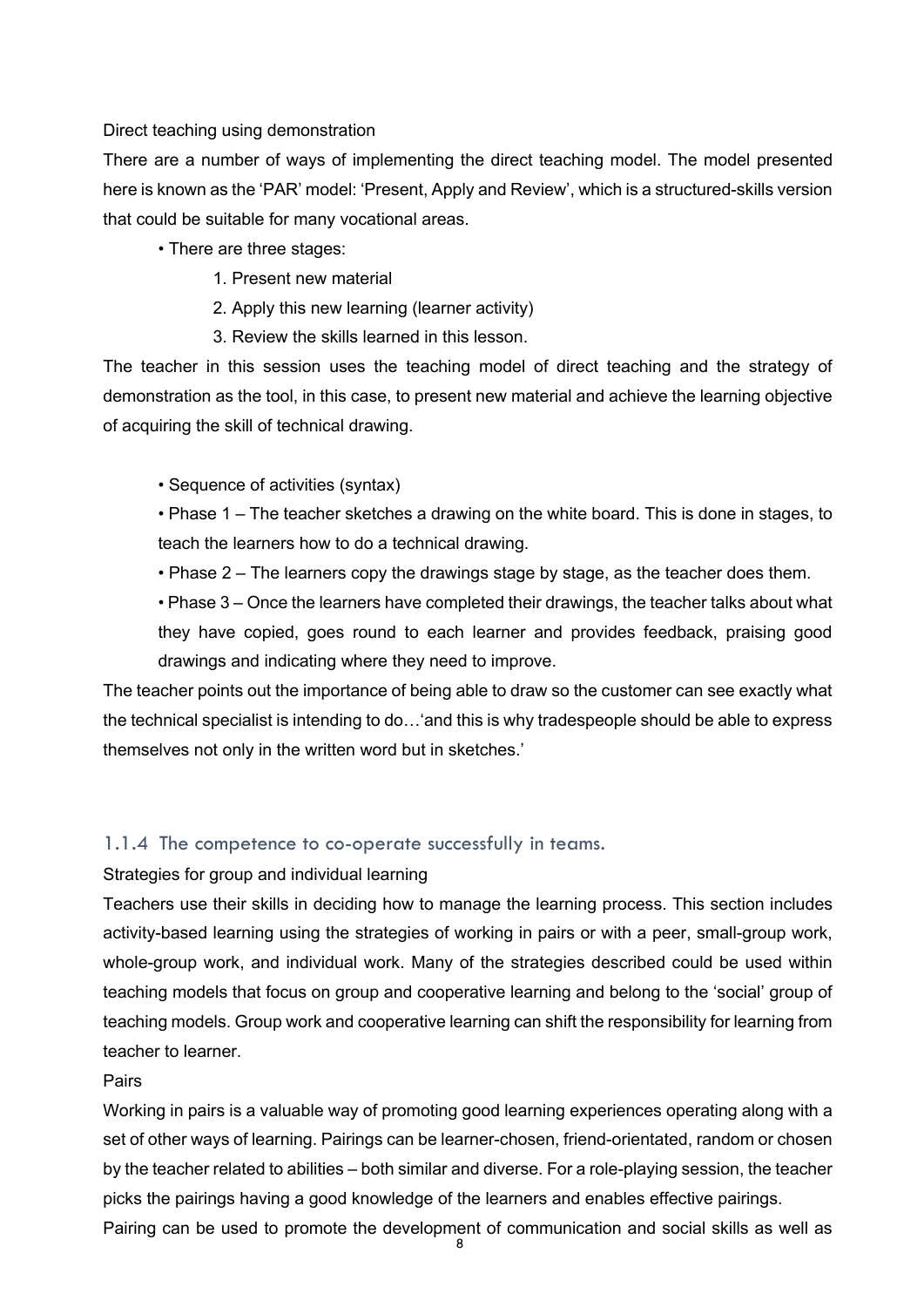Direct teaching using demonstration

There are a number of ways of implementing the direct teaching model. The model presented here is known as the 'PAR' model: 'Present, Apply and Review', which is a structured-skills version that could be suitable for many vocational areas.

- There are three stages:
    1. Present new material
    2. Apply this new learning (learner activity)
    3. Review the skills learned in this lesson.

The teacher in this session uses the teaching model of direct teaching and the strategy of demonstration as the tool, in this case, to present new material and achieve the learning objective of acquiring the skill of technical drawing.

- Sequence of activities (syntax)
- Phase 1 – The teacher sketches a drawing on the white board. This is done in stages, to teach the learners how to do a technical drawing.
- Phase 2 – The learners copy the drawings stage by stage, as the teacher does them.
- Phase 3 – Once the learners have completed their drawings, the teacher talks about what they have copied, goes round to each learner and provides feedback, praising good drawings and indicating where they need to improve.

The teacher points out the importance of being able to draw so the customer can see exactly what the technical specialist is intending to do…'and this is why tradespeople should be able to express themselves not only in the written word but in sketches.'

### 1.1.4 The competence to co-operate successfully in teams.

Strategies for group and individual learning

Teachers use their skills in deciding how to manage the learning process. This section includes activity-based learning using the strategies of working in pairs or with a peer, small-group work, whole-group work, and individual work. Many of the strategies described could be used within teaching models that focus on group and cooperative learning and belong to the 'social' group of teaching models. Group work and cooperative learning can shift the responsibility for learning from teacher to learner.

Pairs

Working in pairs is a valuable way of promoting good learning experiences operating along with a set of other ways of learning. Pairings can be learner-chosen, friend-orientated, random or chosen by the teacher related to abilities – both similar and diverse. For a role-playing session, the teacher picks the pairings having a good knowledge of the learners and enables effective pairings.

Pairing can be used to promote the development of communication and social skills as well as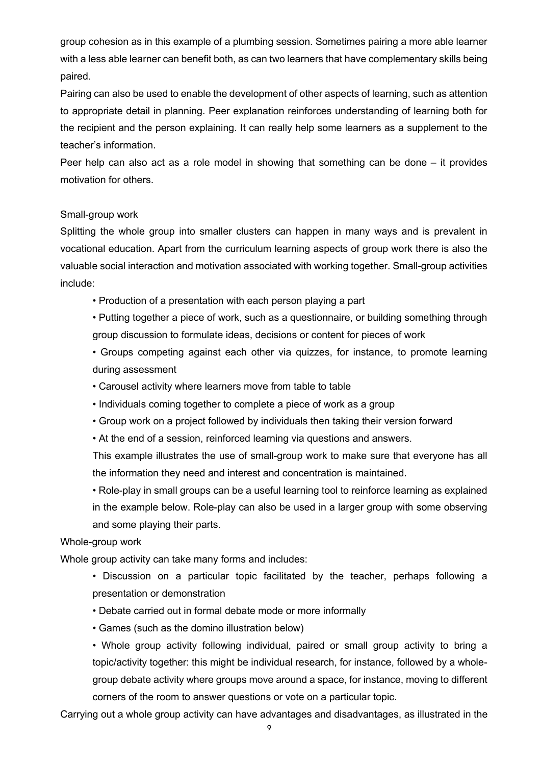group cohesion as in this example of a plumbing session. Sometimes pairing a more able learner with a less able learner can benefit both, as can two learners that have complementary skills being paired.

Pairing can also be used to enable the development of other aspects of learning, such as attention to appropriate detail in planning. Peer explanation reinforces understanding of learning both for the recipient and the person explaining. It can really help some learners as a supplement to the teacher's information.

Peer help can also act as a role model in showing that something can be done – it provides motivation for others.

### Small-group work

Splitting the whole group into smaller clusters can happen in many ways and is prevalent in vocational education. Apart from the curriculum learning aspects of group work there is also the valuable social interaction and motivation associated with working together. Small-group activities include:

- Production of a presentation with each person playing a part
- Putting together a piece of work, such as a questionnaire, or building something through group discussion to formulate ideas, decisions or content for pieces of work
- Groups competing against each other via quizzes, for instance, to promote learning during assessment
- Carousel activity where learners move from table to table
- Individuals coming together to complete a piece of work as a group
- Group work on a project followed by individuals then taking their version forward
- At the end of a session, reinforced learning via questions and answers.

  This example illustrates the use of small-group work to make sure that everyone has all the information they need and interest and concentration is maintained.
- Role-play in small groups can be a useful learning tool to reinforce learning as explained in the example below. Role-play can also be used in a larger group with some observing and some playing their parts.

### Whole-group work

Whole group activity can take many forms and includes:

- Discussion on a particular topic facilitated by the teacher, perhaps following a presentation or demonstration
- Debate carried out in formal debate mode or more informally
- Games (such as the domino illustration below)
- Whole group activity following individual, paired or small group activity to bring a topic/activity together: this might be individual research, for instance, followed by a whole-group debate activity where groups move around a space, for instance, moving to different corners of the room to answer questions or vote on a particular topic.

Carrying out a whole group activity can have advantages and disadvantages, as illustrated in the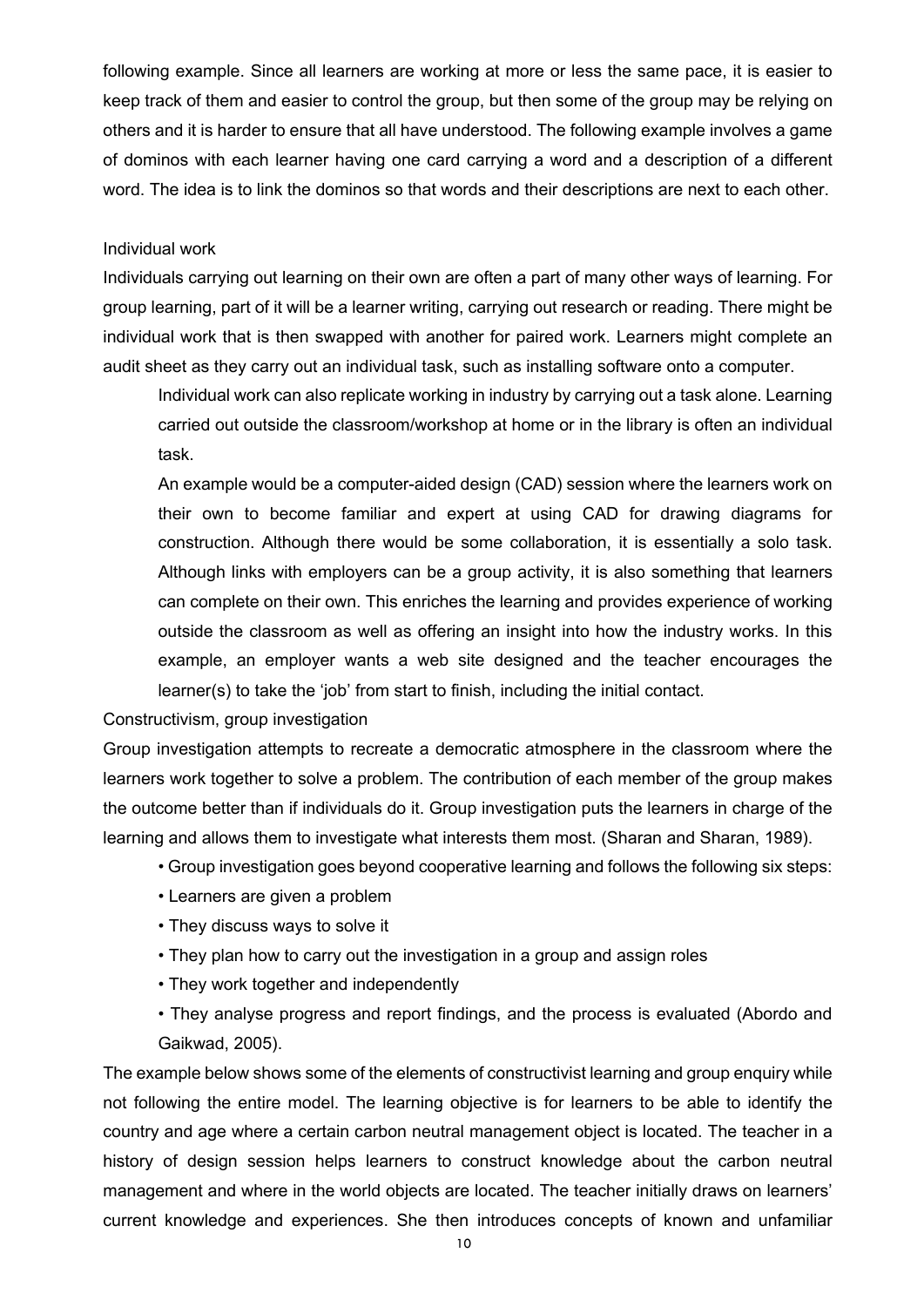following example. Since all learners are working at more or less the same pace, it is easier to keep track of them and easier to control the group, but then some of the group may be relying on others and it is harder to ensure that all have understood. The following example involves a game of dominos with each learner having one card carrying a word and a description of a different word. The idea is to link the dominos so that words and their descriptions are next to each other.

Individual work

Individuals carrying out learning on their own are often a part of many other ways of learning. For group learning, part of it will be a learner writing, carrying out research or reading. There might be individual work that is then swapped with another for paired work. Learners might complete an audit sheet as they carry out an individual task, such as installing software onto a computer.

Individual work can also replicate working in industry by carrying out a task alone. Learning carried out outside the classroom/workshop at home or in the library is often an individual task.

An example would be a computer-aided design (CAD) session where the learners work on their own to become familiar and expert at using CAD for drawing diagrams for construction. Although there would be some collaboration, it is essentially a solo task. Although links with employers can be a group activity, it is also something that learners can complete on their own. This enriches the learning and provides experience of working outside the classroom as well as offering an insight into how the industry works. In this example, an employer wants a web site designed and the teacher encourages the learner(s) to take the 'job' from start to finish, including the initial contact.

Constructivism, group investigation

Group investigation attempts to recreate a democratic atmosphere in the classroom where the learners work together to solve a problem. The contribution of each member of the group makes the outcome better than if individuals do it. Group investigation puts the learners in charge of the learning and allows them to investigate what interests them most. (Sharan and Sharan, 1989).

- Group investigation goes beyond cooperative learning and follows the following six steps:
- Learners are given a problem
- They discuss ways to solve it
- They plan how to carry out the investigation in a group and assign roles
- They work together and independently
- They analyse progress and report findings, and the process is evaluated (Abordo and Gaikwad, 2005).

The example below shows some of the elements of constructivist learning and group enquiry while not following the entire model. The learning objective is for learners to be able to identify the country and age where a certain carbon neutral management object is located. The teacher in a history of design session helps learners to construct knowledge about the carbon neutral management and where in the world objects are located. The teacher initially draws on learners' current knowledge and experiences. She then introduces concepts of known and unfamiliar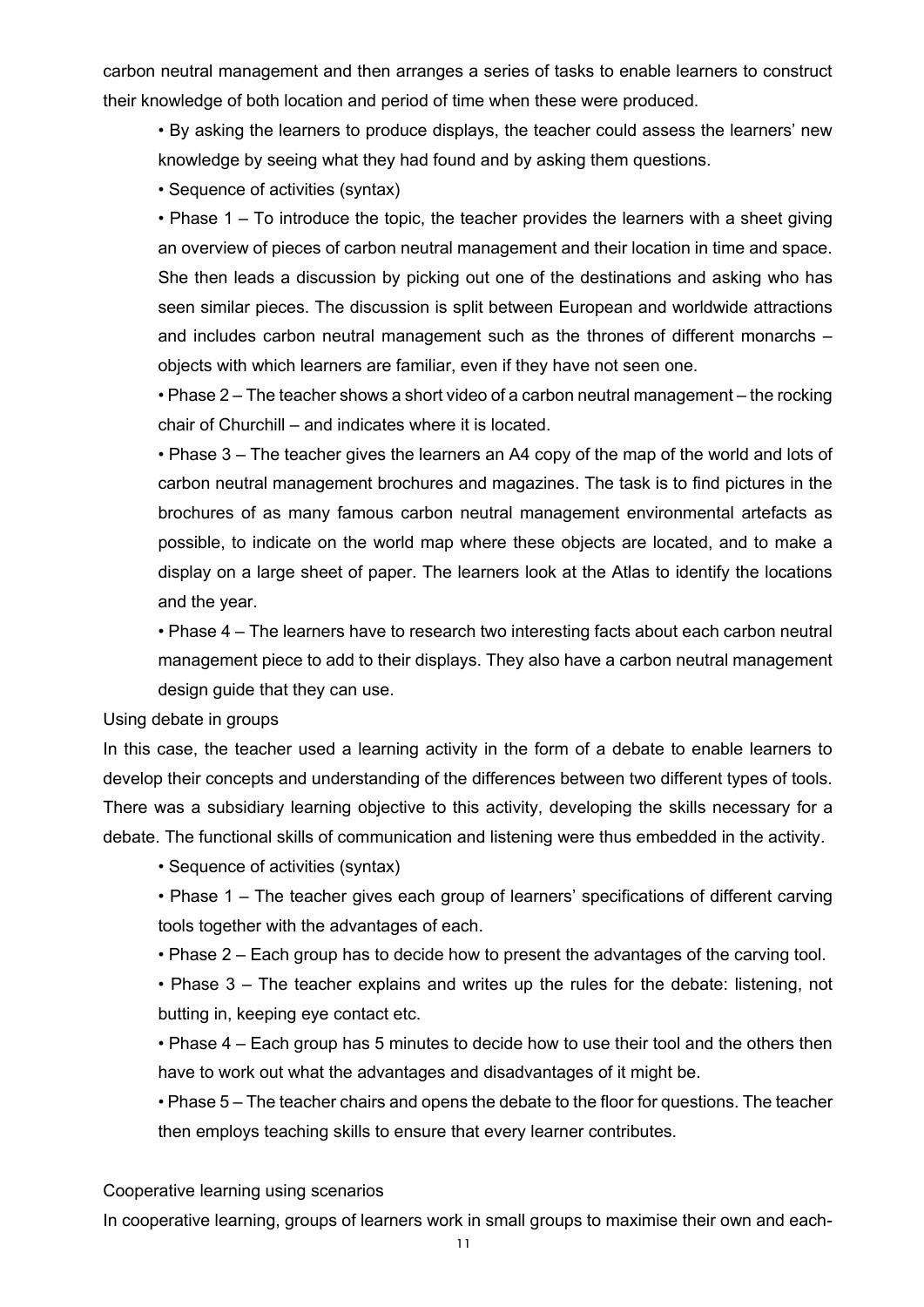carbon neutral management and then arranges a series of tasks to enable learners to construct their knowledge of both location and period of time when these were produced.

- By asking the learners to produce displays, the teacher could assess the learners' new knowledge by seeing what they had found and by asking them questions.
- Sequence of activities (syntax)
- Phase 1 – To introduce the topic, the teacher provides the learners with a sheet giving an overview of pieces of carbon neutral management and their location in time and space. She then leads a discussion by picking out one of the destinations and asking who has seen similar pieces. The discussion is split between European and worldwide attractions and includes carbon neutral management such as the thrones of different monarchs – objects with which learners are familiar, even if they have not seen one.
- Phase 2 – The teacher shows a short video of a carbon neutral management – the rocking chair of Churchill – and indicates where it is located.
- Phase 3 – The teacher gives the learners an A4 copy of the map of the world and lots of carbon neutral management brochures and magazines. The task is to find pictures in the brochures of as many famous carbon neutral management environmental artefacts as possible, to indicate on the world map where these objects are located, and to make a display on a large sheet of paper. The learners look at the Atlas to identify the locations and the year.
- Phase 4 – The learners have to research two interesting facts about each carbon neutral management piece to add to their displays. They also have a carbon neutral management design guide that they can use.

Using debate in groups

In this case, the teacher used a learning activity in the form of a debate to enable learners to develop their concepts and understanding of the differences between two different types of tools. There was a subsidiary learning objective to this activity, developing the skills necessary for a debate. The functional skills of communication and listening were thus embedded in the activity.

- Sequence of activities (syntax)
- Phase 1 – The teacher gives each group of learners' specifications of different carving tools together with the advantages of each.
- Phase 2 – Each group has to decide how to present the advantages of the carving tool.
- Phase 3 – The teacher explains and writes up the rules for the debate: listening, not butting in, keeping eye contact etc.
- Phase 4 – Each group has 5 minutes to decide how to use their tool and the others then have to work out what the advantages and disadvantages of it might be.
- Phase 5 – The teacher chairs and opens the debate to the floor for questions. The teacher then employs teaching skills to ensure that every learner contributes.

Cooperative learning using scenarios

In cooperative learning, groups of learners work in small groups to maximise their own and each-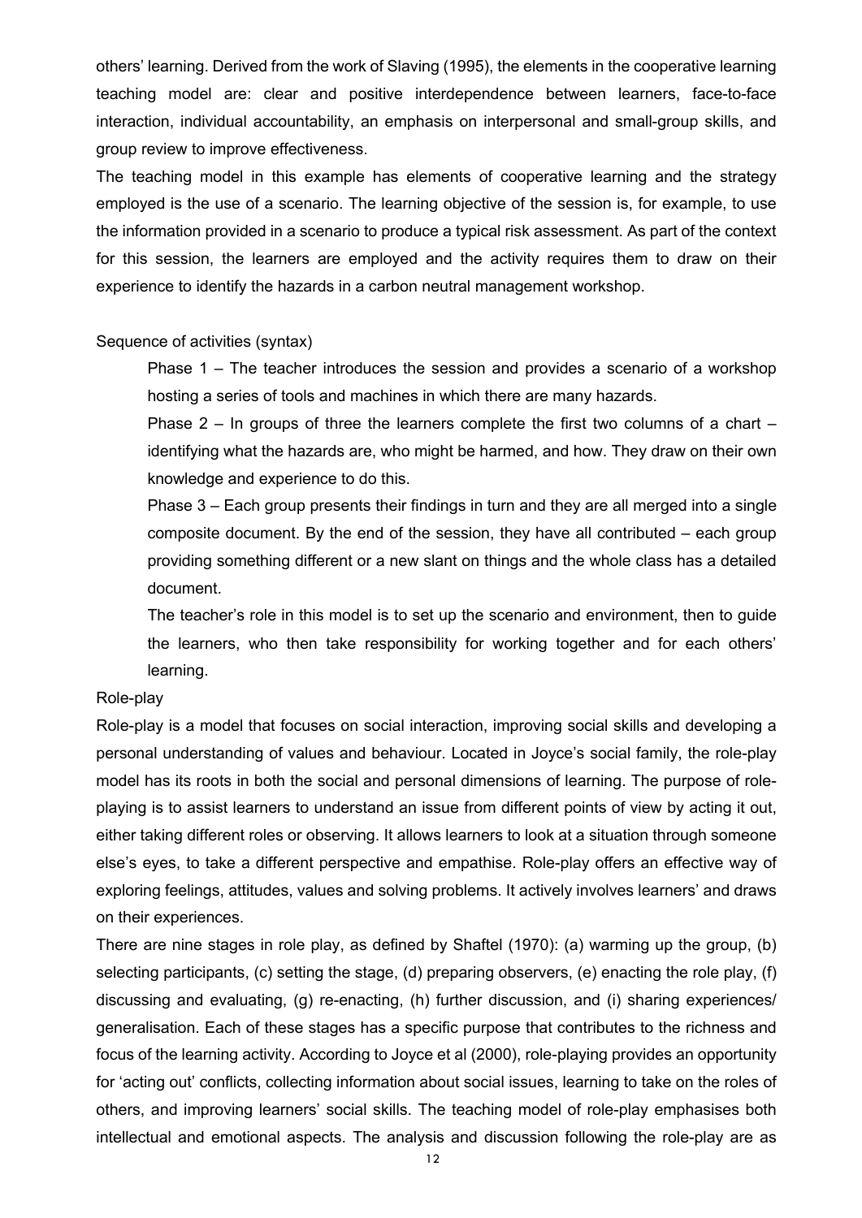others' learning. Derived from the work of Slaving (1995), the elements in the cooperative learning teaching model are: clear and positive interdependence between learners, face-to-face interaction, individual accountability, an emphasis on interpersonal and small-group skills, and group review to improve effectiveness.

The teaching model in this example has elements of cooperative learning and the strategy employed is the use of a scenario. The learning objective of the session is, for example, to use the information provided in a scenario to produce a typical risk assessment. As part of the context for this session, the learners are employed and the activity requires them to draw on their experience to identify the hazards in a carbon neutral management workshop.

Sequence of activities (syntax)

Phase 1 – The teacher introduces the session and provides a scenario of a workshop hosting a series of tools and machines in which there are many hazards.

Phase 2 – In groups of three the learners complete the first two columns of a chart – identifying what the hazards are, who might be harmed, and how. They draw on their own knowledge and experience to do this.

Phase 3 – Each group presents their findings in turn and they are all merged into a single composite document. By the end of the session, they have all contributed – each group providing something different or a new slant on things and the whole class has a detailed document.

The teacher's role in this model is to set up the scenario and environment, then to guide the learners, who then take responsibility for working together and for each others' learning.

Role-play

Role-play is a model that focuses on social interaction, improving social skills and developing a personal understanding of values and behaviour. Located in Joyce's social family, the role-play model has its roots in both the social and personal dimensions of learning. The purpose of role-playing is to assist learners to understand an issue from different points of view by acting it out, either taking different roles or observing. It allows learners to look at a situation through someone else's eyes, to take a different perspective and empathise. Role-play offers an effective way of exploring feelings, attitudes, values and solving problems. It actively involves learners' and draws on their experiences.

There are nine stages in role play, as defined by Shaftel (1970): (a) warming up the group, (b) selecting participants, (c) setting the stage, (d) preparing observers, (e) enacting the role play, (f) discussing and evaluating, (g) re-enacting, (h) further discussion, and (i) sharing experiences/ generalisation. Each of these stages has a specific purpose that contributes to the richness and focus of the learning activity. According to Joyce et al (2000), role-playing provides an opportunity for 'acting out' conflicts, collecting information about social issues, learning to take on the roles of others, and improving learners' social skills. The teaching model of role-play emphasises both intellectual and emotional aspects. The analysis and discussion following the role-play are as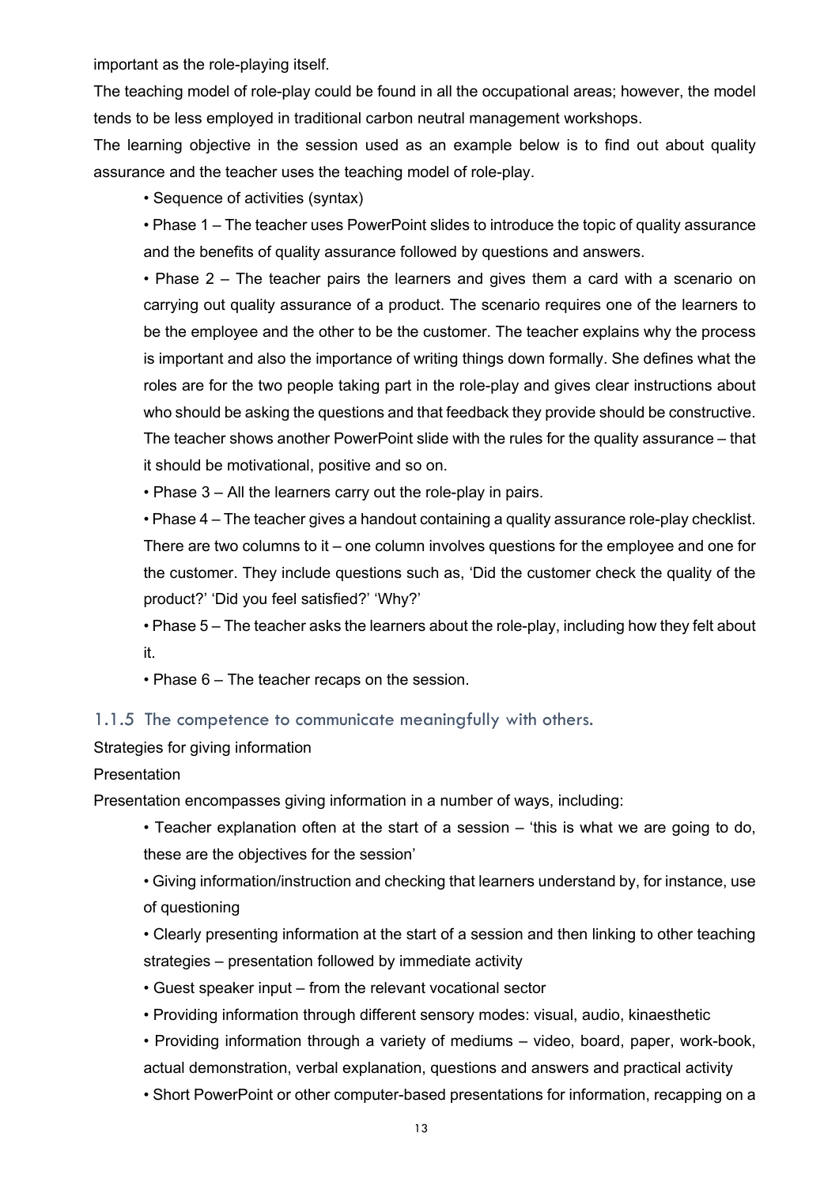important as the role-playing itself.

The teaching model of role-play could be found in all the occupational areas; however, the model tends to be less employed in traditional carbon neutral management workshops.

The learning objective in the session used as an example below is to find out about quality assurance and the teacher uses the teaching model of role-play.

- Sequence of activities (syntax)
- Phase 1 – The teacher uses PowerPoint slides to introduce the topic of quality assurance and the benefits of quality assurance followed by questions and answers.
- Phase 2 – The teacher pairs the learners and gives them a card with a scenario on carrying out quality assurance of a product. The scenario requires one of the learners to be the employee and the other to be the customer. The teacher explains why the process is important and also the importance of writing things down formally. She defines what the roles are for the two people taking part in the role-play and gives clear instructions about who should be asking the questions and that feedback they provide should be constructive. The teacher shows another PowerPoint slide with the rules for the quality assurance – that it should be motivational, positive and so on.
- Phase 3 – All the learners carry out the role-play in pairs.
- Phase 4 – The teacher gives a handout containing a quality assurance role-play checklist. There are two columns to it – one column involves questions for the employee and one for the customer. They include questions such as, 'Did the customer check the quality of the product?' 'Did you feel satisfied?' 'Why?'
- Phase 5 – The teacher asks the learners about the role-play, including how they felt about it.
- Phase 6 – The teacher recaps on the session.

### 1.1.5 The competence to communicate meaningfully with others.

Strategies for giving information

Presentation

Presentation encompasses giving information in a number of ways, including:

- Teacher explanation often at the start of a session – 'this is what we are going to do, these are the objectives for the session'
- Giving information/instruction and checking that learners understand by, for instance, use of questioning
- Clearly presenting information at the start of a session and then linking to other teaching strategies – presentation followed by immediate activity
- Guest speaker input – from the relevant vocational sector
- Providing information through different sensory modes: visual, audio, kinaesthetic
- Providing information through a variety of mediums – video, board, paper, work-book, actual demonstration, verbal explanation, questions and answers and practical activity
- Short PowerPoint or other computer-based presentations for information, recapping on a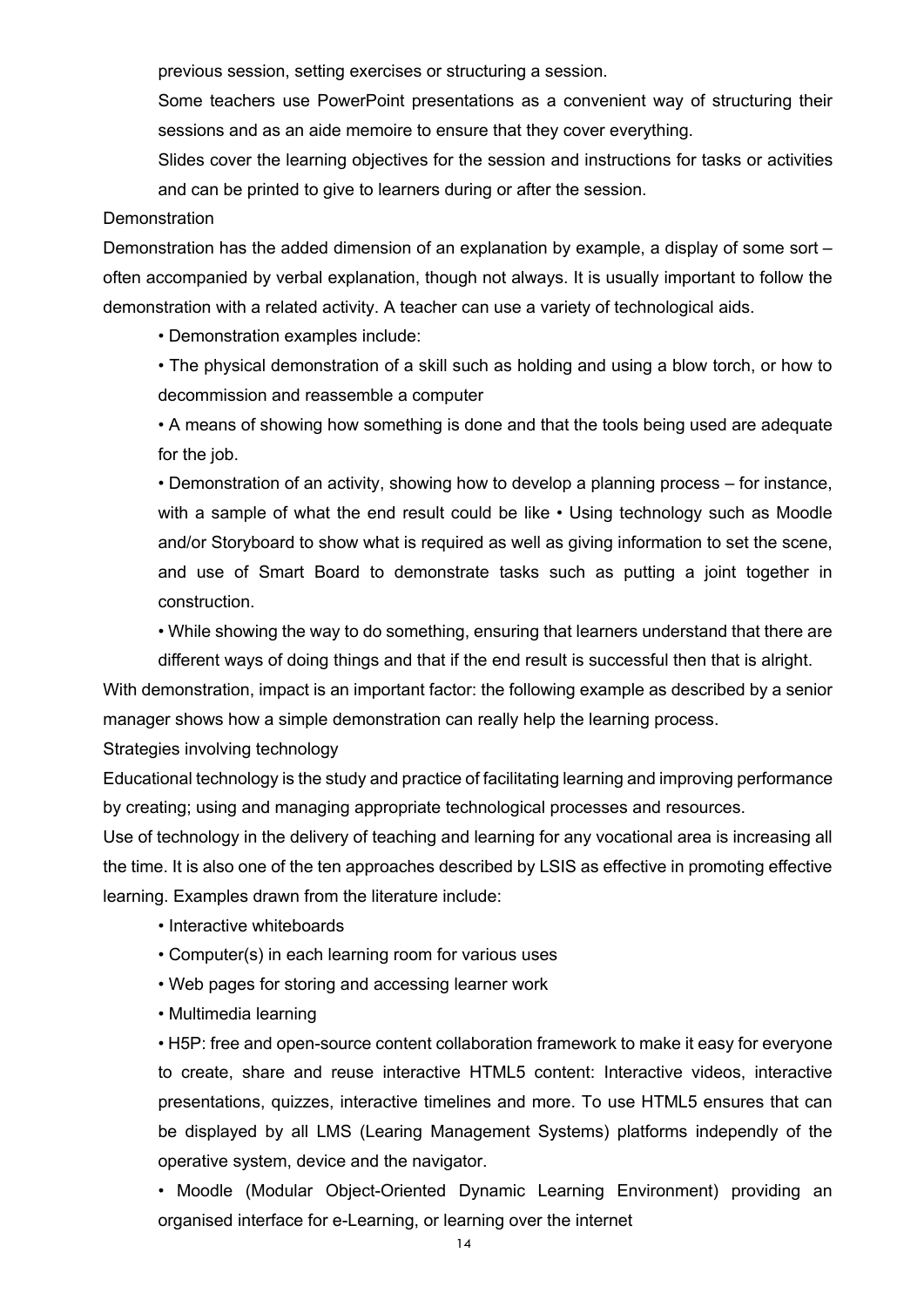previous session, setting exercises or structuring a session.

Some teachers use PowerPoint presentations as a convenient way of structuring their sessions and as an aide memoire to ensure that they cover everything.

Slides cover the learning objectives for the session and instructions for tasks or activities and can be printed to give to learners during or after the session.

## Demonstration

Demonstration has the added dimension of an explanation by example, a display of some sort – often accompanied by verbal explanation, though not always. It is usually important to follow the demonstration with a related activity. A teacher can use a variety of technological aids.

- Demonstration examples include:
- The physical demonstration of a skill such as holding and using a blow torch, or how to decommission and reassemble a computer
- A means of showing how something is done and that the tools being used are adequate for the job.
- Demonstration of an activity, showing how to develop a planning process – for instance, with a sample of what the end result could be like • Using technology such as Moodle and/or Storyboard to show what is required as well as giving information to set the scene, and use of Smart Board to demonstrate tasks such as putting a joint together in construction.
- While showing the way to do something, ensuring that learners understand that there are different ways of doing things and that if the end result is successful then that is alright.

With demonstration, impact is an important factor: the following example as described by a senior manager shows how a simple demonstration can really help the learning process.

## Strategies involving technology

Educational technology is the study and practice of facilitating learning and improving performance by creating; using and managing appropriate technological processes and resources.

Use of technology in the delivery of teaching and learning for any vocational area is increasing all the time. It is also one of the ten approaches described by LSIS as effective in promoting effective learning. Examples drawn from the literature include:

- Interactive whiteboards
- Computer(s) in each learning room for various uses
- Web pages for storing and accessing learner work
- Multimedia learning
- H5P: free and open-source content collaboration framework to make it easy for everyone to create, share and reuse interactive HTML5 content: Interactive videos, interactive presentations, quizzes, interactive timelines and more. To use HTML5 ensures that can be displayed by all LMS (Learing Management Systems) platforms independly of the operative system, device and the navigator.
- Moodle (Modular Object-Oriented Dynamic Learning Environment) providing an organised interface for e-Learning, or learning over the internet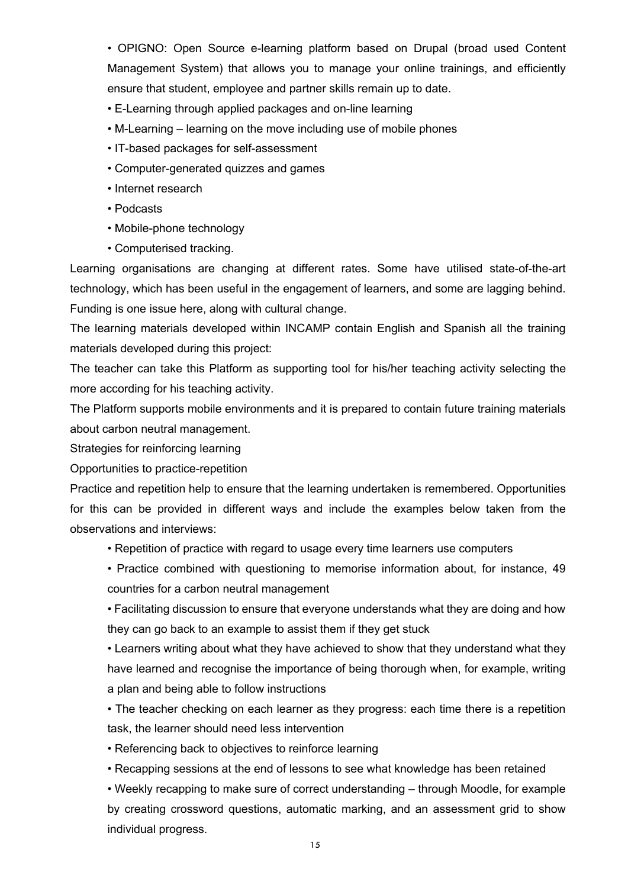- OPIGNO: Open Source e-learning platform based on Drupal (broad used Content Management System) that allows you to manage your online trainings, and efficiently ensure that student, employee and partner skills remain up to date.
- E-Learning through applied packages and on-line learning
- M-Learning – learning on the move including use of mobile phones
- IT-based packages for self-assessment
- Computer-generated quizzes and games
- Internet research
- Podcasts
- Mobile-phone technology
- Computerised tracking.

Learning organisations are changing at different rates. Some have utilised state-of-the-art technology, which has been useful in the engagement of learners, and some are lagging behind. Funding is one issue here, along with cultural change.

The learning materials developed within INCAMP contain English and Spanish all the training materials developed during this project:

The teacher can take this Platform as supporting tool for his/her teaching activity selecting the more according for his teaching activity.

The Platform supports mobile environments and it is prepared to contain future training materials about carbon neutral management.

Strategies for reinforcing learning

Opportunities to practice-repetition

Practice and repetition help to ensure that the learning undertaken is remembered. Opportunities for this can be provided in different ways and include the examples below taken from the observations and interviews:

- Repetition of practice with regard to usage every time learners use computers
- Practice combined with questioning to memorise information about, for instance, 49 countries for a carbon neutral management
- Facilitating discussion to ensure that everyone understands what they are doing and how they can go back to an example to assist them if they get stuck
- Learners writing about what they have achieved to show that they understand what they have learned and recognise the importance of being thorough when, for example, writing a plan and being able to follow instructions
- The teacher checking on each learner as they progress: each time there is a repetition task, the learner should need less intervention
- Referencing back to objectives to reinforce learning
- Recapping sessions at the end of lessons to see what knowledge has been retained
- Weekly recapping to make sure of correct understanding – through Moodle, for example by creating crossword questions, automatic marking, and an assessment grid to show individual progress.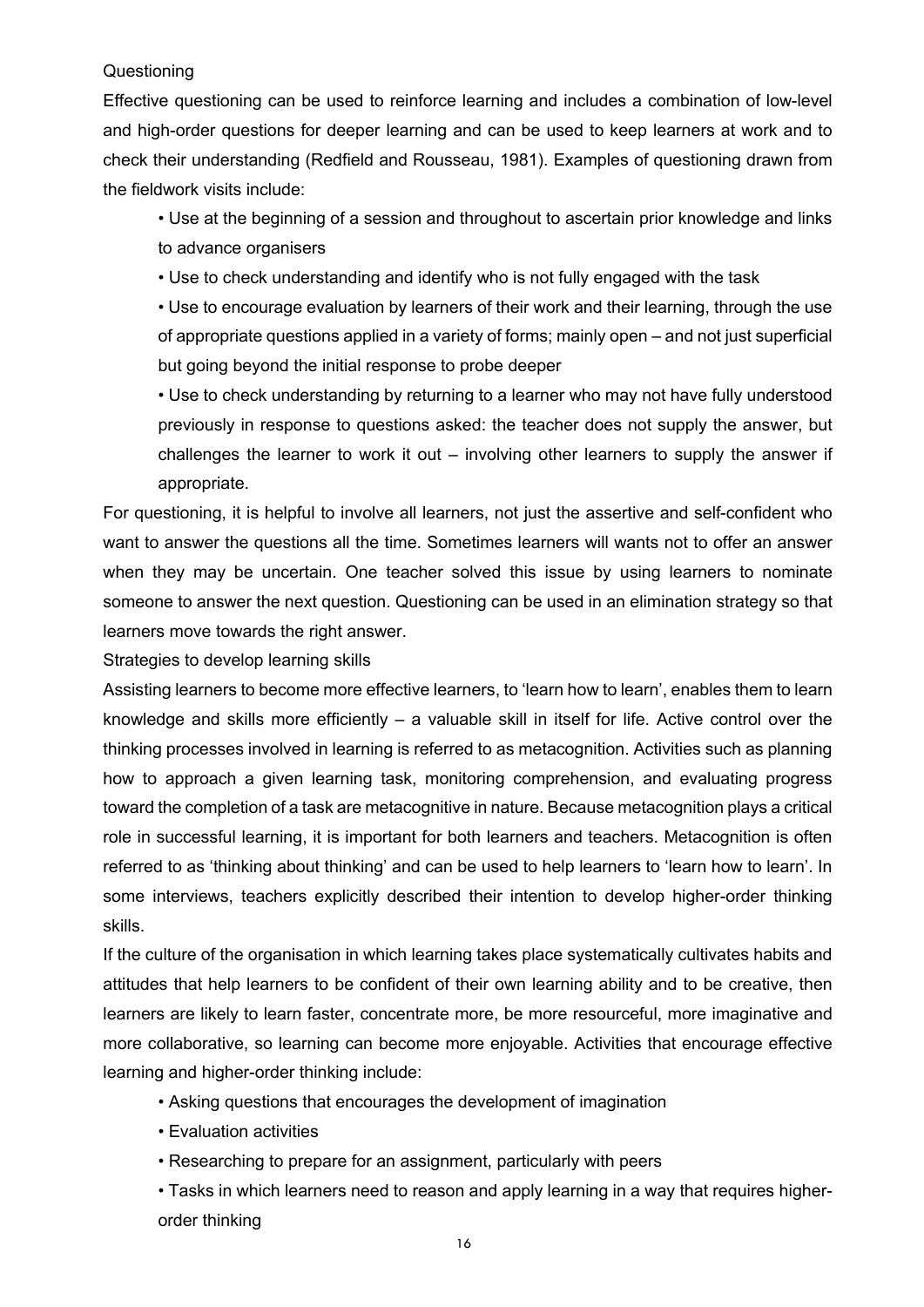### Questioning

Effective questioning can be used to reinforce learning and includes a combination of low-level and high-order questions for deeper learning and can be used to keep learners at work and to check their understanding (Redfield and Rousseau, 1981). Examples of questioning drawn from the fieldwork visits include:

- Use at the beginning of a session and throughout to ascertain prior knowledge and links to advance organisers
- Use to check understanding and identify who is not fully engaged with the task
- Use to encourage evaluation by learners of their work and their learning, through the use of appropriate questions applied in a variety of forms; mainly open – and not just superficial but going beyond the initial response to probe deeper
- Use to check understanding by returning to a learner who may not have fully understood previously in response to questions asked: the teacher does not supply the answer, but challenges the learner to work it out – involving other learners to supply the answer if appropriate.

For questioning, it is helpful to involve all learners, not just the assertive and self-confident who want to answer the questions all the time. Sometimes learners will wants not to offer an answer when they may be uncertain. One teacher solved this issue by using learners to nominate someone to answer the next question. Questioning can be used in an elimination strategy so that learners move towards the right answer.

### Strategies to develop learning skills

Assisting learners to become more effective learners, to 'learn how to learn', enables them to learn knowledge and skills more efficiently – a valuable skill in itself for life. Active control over the thinking processes involved in learning is referred to as metacognition. Activities such as planning how to approach a given learning task, monitoring comprehension, and evaluating progress toward the completion of a task are metacognitive in nature. Because metacognition plays a critical role in successful learning, it is important for both learners and teachers. Metacognition is often referred to as 'thinking about thinking' and can be used to help learners to 'learn how to learn'. In some interviews, teachers explicitly described their intention to develop higher-order thinking skills.

If the culture of the organisation in which learning takes place systematically cultivates habits and attitudes that help learners to be confident of their own learning ability and to be creative, then learners are likely to learn faster, concentrate more, be more resourceful, more imaginative and more collaborative, so learning can become more enjoyable. Activities that encourage effective learning and higher-order thinking include:

- Asking questions that encourages the development of imagination
- Evaluation activities
- Researching to prepare for an assignment, particularly with peers
- Tasks in which learners need to reason and apply learning in a way that requires higher-order thinking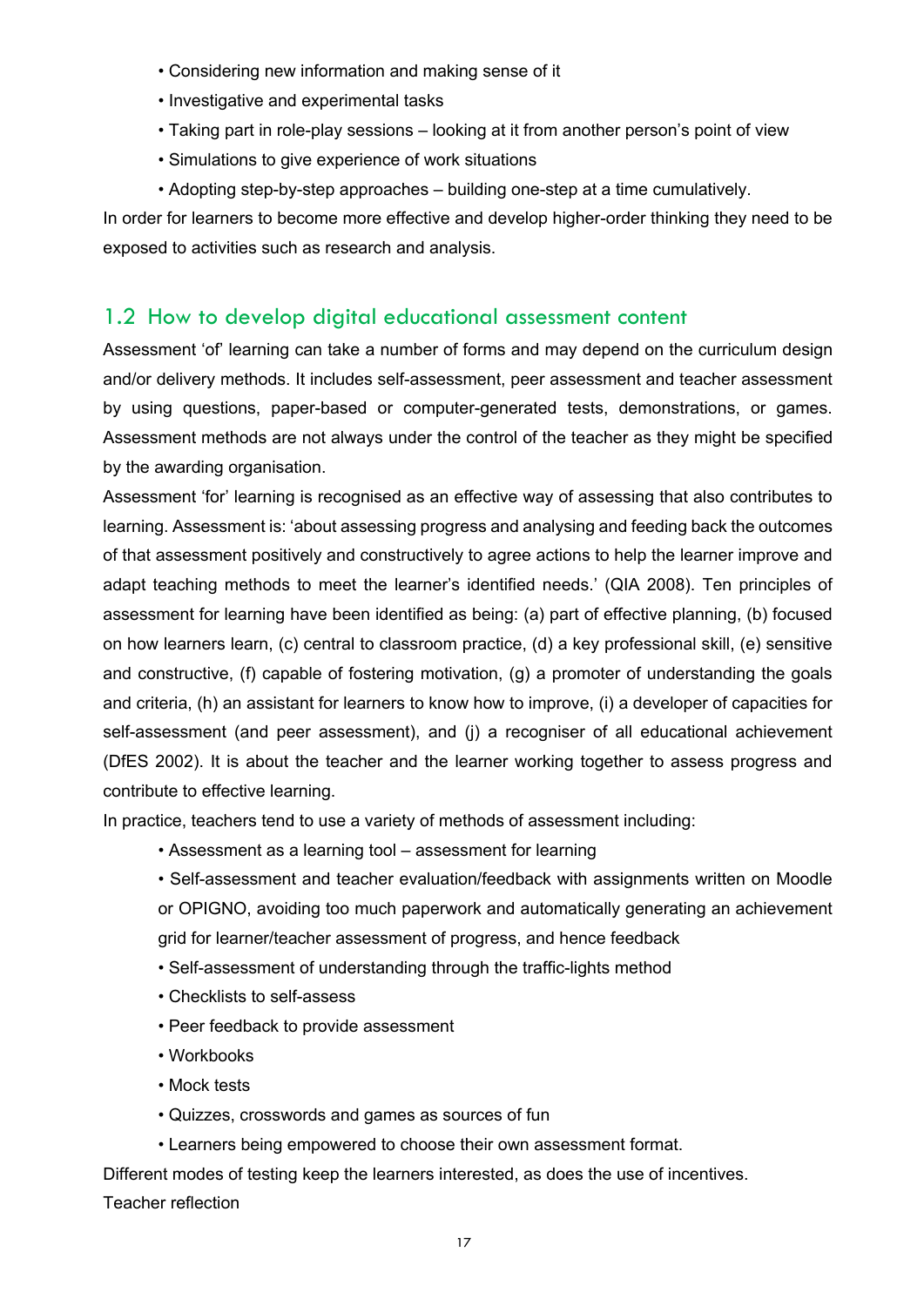- Considering new information and making sense of it
- Investigative and experimental tasks
- Taking part in role-play sessions – looking at it from another person's point of view
- Simulations to give experience of work situations
- Adopting step-by-step approaches – building one-step at a time cumulatively.

In order for learners to become more effective and develop higher-order thinking they need to be exposed to activities such as research and analysis.

## 1.2 How to develop digital educational assessment content

Assessment 'of' learning can take a number of forms and may depend on the curriculum design and/or delivery methods. It includes self-assessment, peer assessment and teacher assessment by using questions, paper-based or computer-generated tests, demonstrations, or games. Assessment methods are not always under the control of the teacher as they might be specified by the awarding organisation.

Assessment 'for' learning is recognised as an effective way of assessing that also contributes to learning. Assessment is: 'about assessing progress and analysing and feeding back the outcomes of that assessment positively and constructively to agree actions to help the learner improve and adapt teaching methods to meet the learner's identified needs.' (QIA 2008). Ten principles of assessment for learning have been identified as being: (a) part of effective planning, (b) focused on how learners learn, (c) central to classroom practice, (d) a key professional skill, (e) sensitive and constructive, (f) capable of fostering motivation, (g) a promoter of understanding the goals and criteria, (h) an assistant for learners to know how to improve, (i) a developer of capacities for self-assessment (and peer assessment), and (j) a recogniser of all educational achievement (DfES 2002). It is about the teacher and the learner working together to assess progress and contribute to effective learning.

In practice, teachers tend to use a variety of methods of assessment including:

- Assessment as a learning tool – assessment for learning
- Self-assessment and teacher evaluation/feedback with assignments written on Moodle or OPIGNO, avoiding too much paperwork and automatically generating an achievement grid for learner/teacher assessment of progress, and hence feedback
- Self-assessment of understanding through the traffic-lights method
- Checklists to self-assess
- Peer feedback to provide assessment
- Workbooks
- Mock tests
- Quizzes, crosswords and games as sources of fun
- Learners being empowered to choose their own assessment format.

Different modes of testing keep the learners interested, as does the use of incentives.

Teacher reflection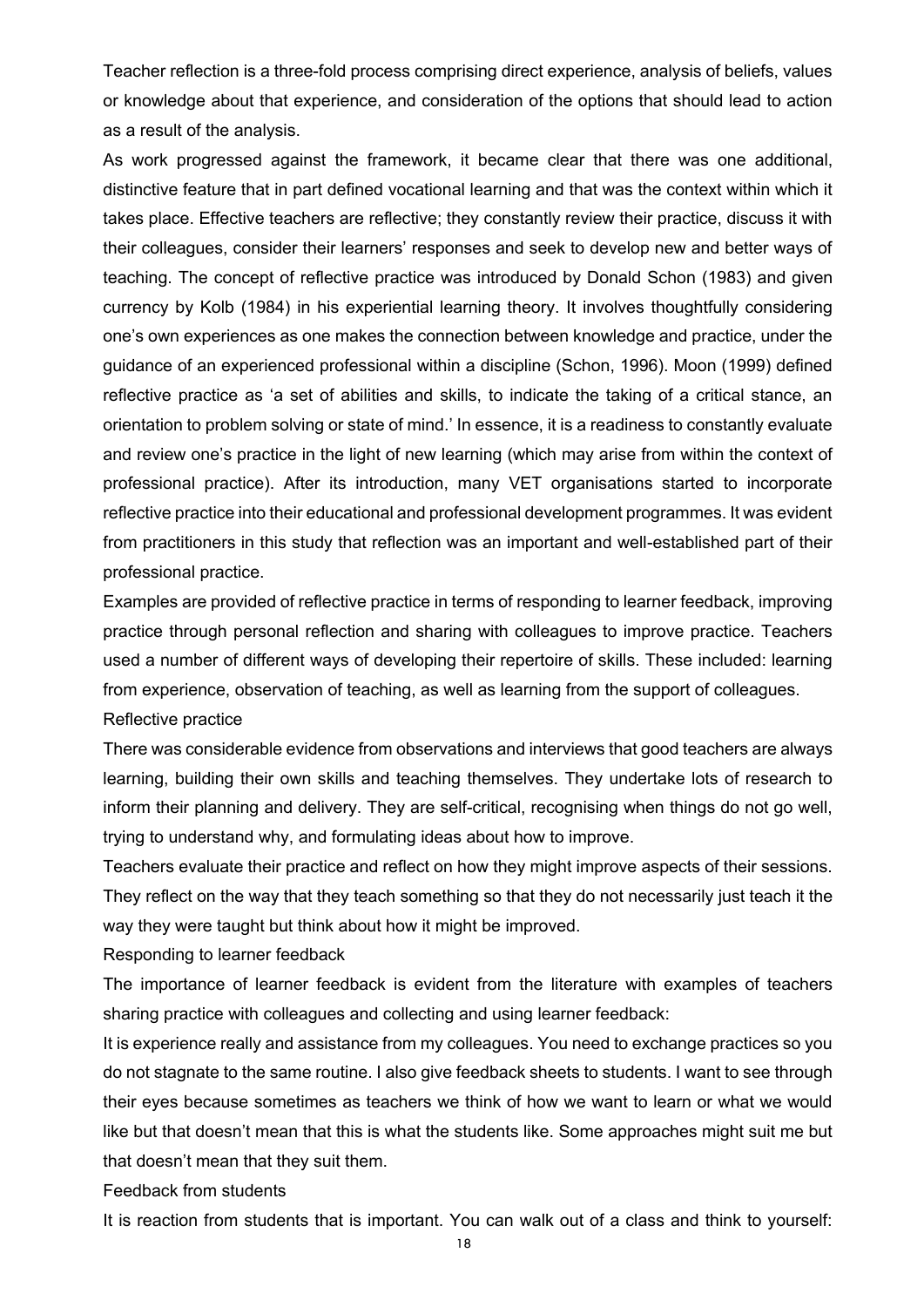Teacher reflection is a three-fold process comprising direct experience, analysis of beliefs, values or knowledge about that experience, and consideration of the options that should lead to action as a result of the analysis.

As work progressed against the framework, it became clear that there was one additional, distinctive feature that in part defined vocational learning and that was the context within which it takes place. Effective teachers are reflective; they constantly review their practice, discuss it with their colleagues, consider their learners' responses and seek to develop new and better ways of teaching. The concept of reflective practice was introduced by Donald Schon (1983) and given currency by Kolb (1984) in his experiential learning theory. It involves thoughtfully considering one's own experiences as one makes the connection between knowledge and practice, under the guidance of an experienced professional within a discipline (Schon, 1996). Moon (1999) defined reflective practice as 'a set of abilities and skills, to indicate the taking of a critical stance, an orientation to problem solving or state of mind.' In essence, it is a readiness to constantly evaluate and review one's practice in the light of new learning (which may arise from within the context of professional practice). After its introduction, many VET organisations started to incorporate reflective practice into their educational and professional development programmes. It was evident from practitioners in this study that reflection was an important and well-established part of their professional practice.

Examples are provided of reflective practice in terms of responding to learner feedback, improving practice through personal reflection and sharing with colleagues to improve practice. Teachers used a number of different ways of developing their repertoire of skills. These included: learning from experience, observation of teaching, as well as learning from the support of colleagues.

### Reflective practice

There was considerable evidence from observations and interviews that good teachers are always learning, building their own skills and teaching themselves. They undertake lots of research to inform their planning and delivery. They are self-critical, recognising when things do not go well, trying to understand why, and formulating ideas about how to improve.

Teachers evaluate their practice and reflect on how they might improve aspects of their sessions. They reflect on the way that they teach something so that they do not necessarily just teach it the way they were taught but think about how it might be improved.

### Responding to learner feedback

The importance of learner feedback is evident from the literature with examples of teachers sharing practice with colleagues and collecting and using learner feedback:

It is experience really and assistance from my colleagues. You need to exchange practices so you do not stagnate to the same routine. I also give feedback sheets to students. I want to see through their eyes because sometimes as teachers we think of how we want to learn or what we would like but that doesn't mean that this is what the students like. Some approaches might suit me but that doesn't mean that they suit them.

### Feedback from students

It is reaction from students that is important. You can walk out of a class and think to yourself: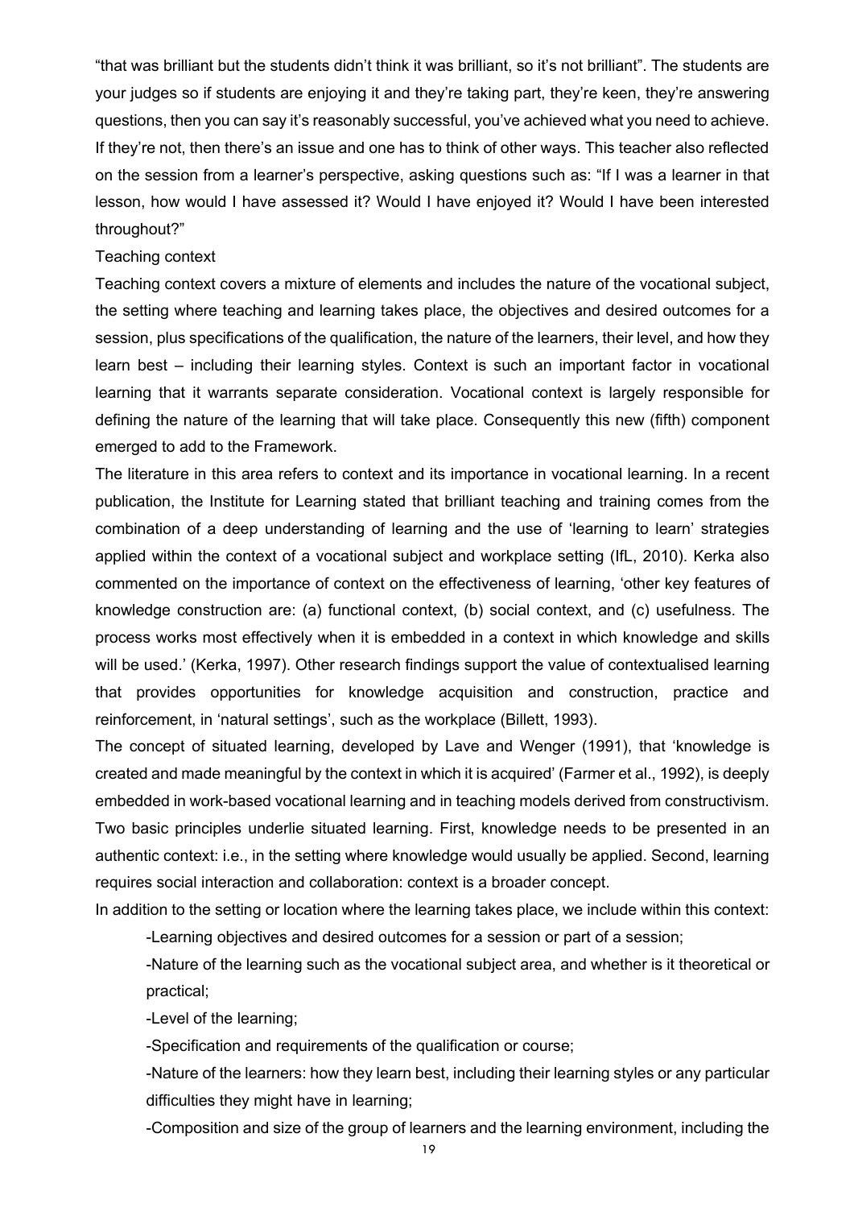"that was brilliant but the students didn't think it was brilliant, so it's not brilliant". The students are your judges so if students are enjoying it and they're taking part, they're keen, they're answering questions, then you can say it's reasonably successful, you've achieved what you need to achieve. If they're not, then there's an issue and one has to think of other ways. This teacher also reflected on the session from a learner's perspective, asking questions such as: "If I was a learner in that lesson, how would I have assessed it? Would I have enjoyed it? Would I have been interested throughout?"

Teaching context

Teaching context covers a mixture of elements and includes the nature of the vocational subject, the setting where teaching and learning takes place, the objectives and desired outcomes for a session, plus specifications of the qualification, the nature of the learners, their level, and how they learn best – including their learning styles. Context is such an important factor in vocational learning that it warrants separate consideration. Vocational context is largely responsible for defining the nature of the learning that will take place. Consequently this new (fifth) component emerged to add to the Framework.

The literature in this area refers to context and its importance in vocational learning. In a recent publication, the Institute for Learning stated that brilliant teaching and training comes from the combination of a deep understanding of learning and the use of 'learning to learn' strategies applied within the context of a vocational subject and workplace setting (IfL, 2010). Kerka also commented on the importance of context on the effectiveness of learning, 'other key features of knowledge construction are: (a) functional context, (b) social context, and (c) usefulness. The process works most effectively when it is embedded in a context in which knowledge and skills will be used.' (Kerka, 1997). Other research findings support the value of contextualised learning that provides opportunities for knowledge acquisition and construction, practice and reinforcement, in 'natural settings', such as the workplace (Billett, 1993).

The concept of situated learning, developed by Lave and Wenger (1991), that 'knowledge is created and made meaningful by the context in which it is acquired' (Farmer et al., 1992), is deeply embedded in work-based vocational learning and in teaching models derived from constructivism. Two basic principles underlie situated learning. First, knowledge needs to be presented in an authentic context: i.e., in the setting where knowledge would usually be applied. Second, learning requires social interaction and collaboration: context is a broader concept.

In addition to the setting or location where the learning takes place, we include within this context:

- Learning objectives and desired outcomes for a session or part of a session;
- Nature of the learning such as the vocational subject area, and whether is it theoretical or practical;
- Level of the learning;
- Specification and requirements of the qualification or course;
- Nature of the learners: how they learn best, including their learning styles or any particular difficulties they might have in learning;
- Composition and size of the group of learners and the learning environment, including the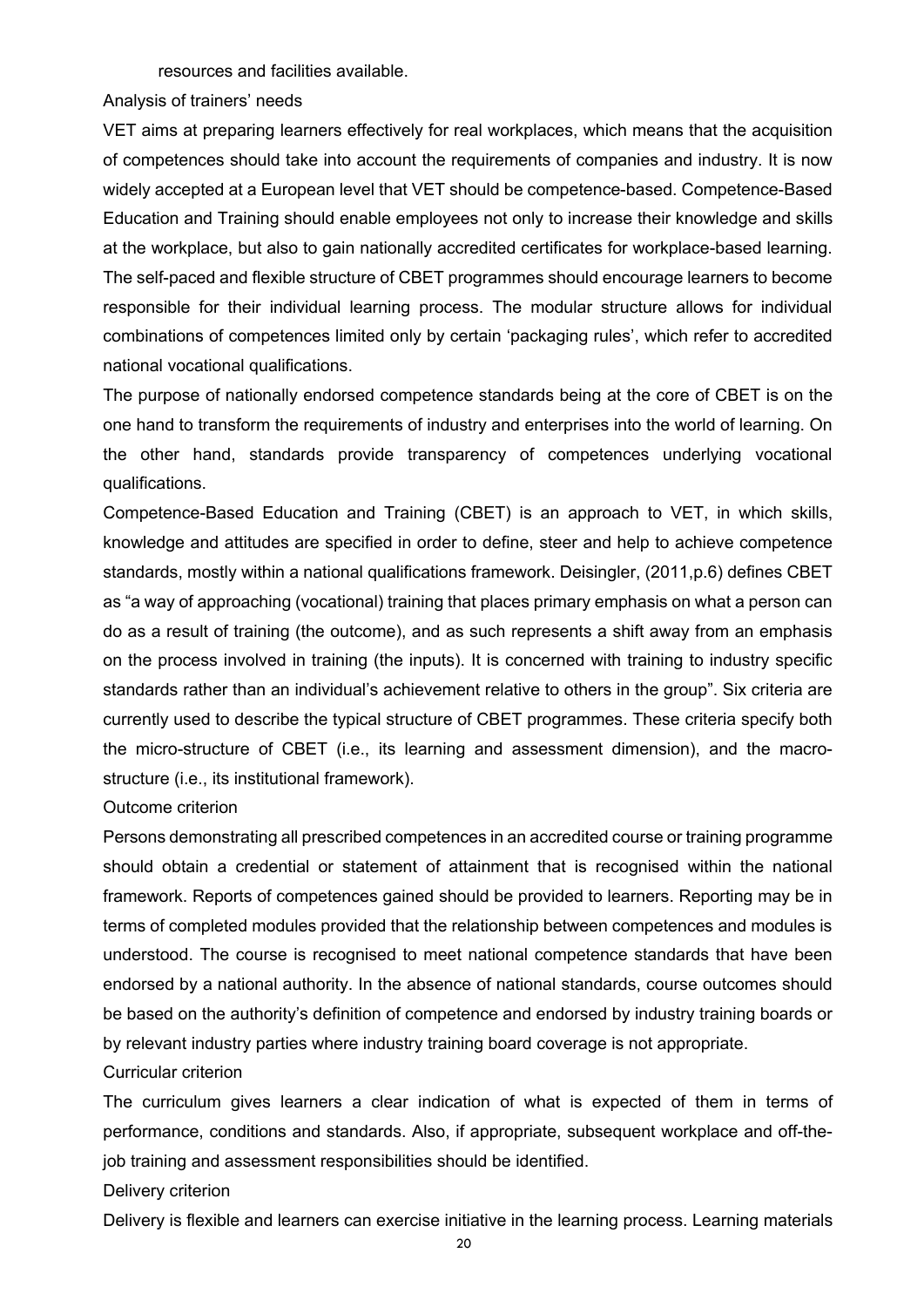resources and facilities available.

Analysis of trainers' needs

VET aims at preparing learners effectively for real workplaces, which means that the acquisition of competences should take into account the requirements of companies and industry. It is now widely accepted at a European level that VET should be competence-based. Competence-Based Education and Training should enable employees not only to increase their knowledge and skills at the workplace, but also to gain nationally accredited certificates for workplace-based learning. The self-paced and flexible structure of CBET programmes should encourage learners to become responsible for their individual learning process. The modular structure allows for individual combinations of competences limited only by certain 'packaging rules', which refer to accredited national vocational qualifications.

The purpose of nationally endorsed competence standards being at the core of CBET is on the one hand to transform the requirements of industry and enterprises into the world of learning. On the other hand, standards provide transparency of competences underlying vocational qualifications.

Competence-Based Education and Training (CBET) is an approach to VET, in which skills, knowledge and attitudes are specified in order to define, steer and help to achieve competence standards, mostly within a national qualifications framework. Deisingler, (2011,p.6) defines CBET as "a way of approaching (vocational) training that places primary emphasis on what a person can do as a result of training (the outcome), and as such represents a shift away from an emphasis on the process involved in training (the inputs). It is concerned with training to industry specific standards rather than an individual's achievement relative to others in the group". Six criteria are currently used to describe the typical structure of CBET programmes. These criteria specify both the micro-structure of CBET (i.e., its learning and assessment dimension), and the macro-structure (i.e., its institutional framework).

Outcome criterion

Persons demonstrating all prescribed competences in an accredited course or training programme should obtain a credential or statement of attainment that is recognised within the national framework. Reports of competences gained should be provided to learners. Reporting may be in terms of completed modules provided that the relationship between competences and modules is understood. The course is recognised to meet national competence standards that have been endorsed by a national authority. In the absence of national standards, course outcomes should be based on the authority's definition of competence and endorsed by industry training boards or by relevant industry parties where industry training board coverage is not appropriate.

Curricular criterion

The curriculum gives learners a clear indication of what is expected of them in terms of performance, conditions and standards. Also, if appropriate, subsequent workplace and off-the-job training and assessment responsibilities should be identified.

Delivery criterion

Delivery is flexible and learners can exercise initiative in the learning process. Learning materials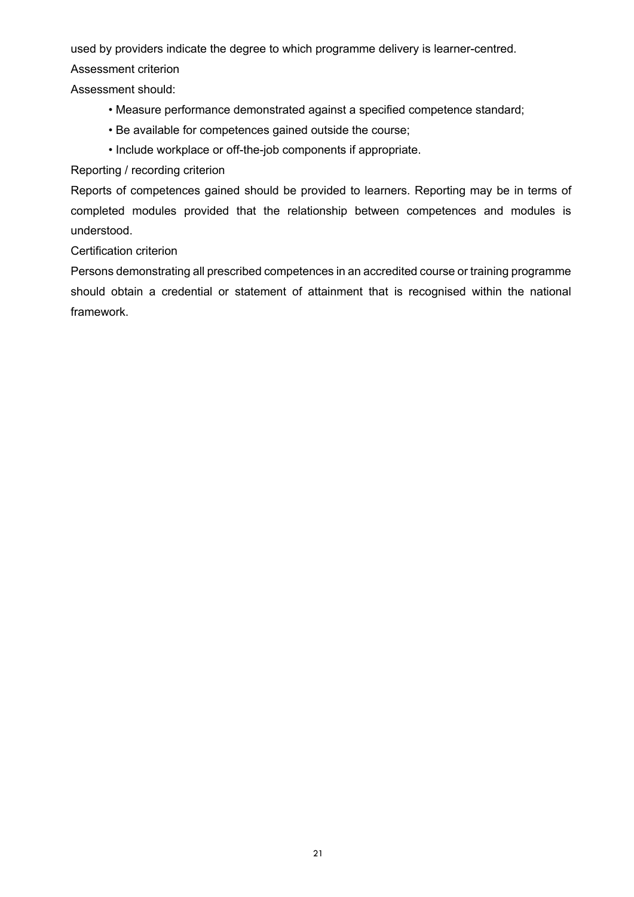used by providers indicate the degree to which programme delivery is learner-centred.

Assessment criterion

Assessment should:

- Measure performance demonstrated against a specified competence standard;
- Be available for competences gained outside the course;
- Include workplace or off-the-job components if appropriate.

Reporting / recording criterion

Reports of competences gained should be provided to learners. Reporting may be in terms of completed modules provided that the relationship between competences and modules is understood.

Certification criterion

Persons demonstrating all prescribed competences in an accredited course or training programme should obtain a credential or statement of attainment that is recognised within the national framework.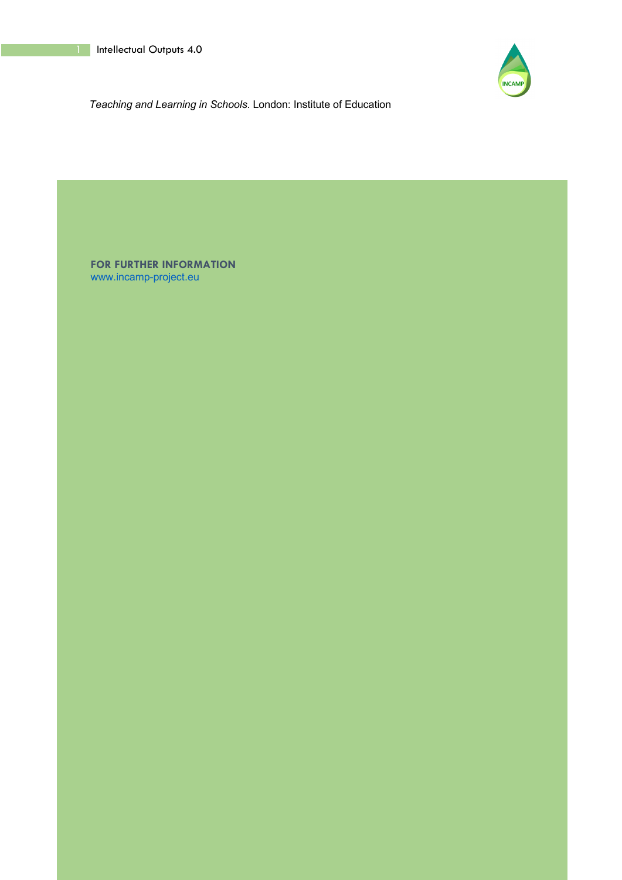*Teaching and Learning in Schools*. London: Institute of Education

**FOR FURTHER INFORMATION**
www.incamp-project.eu